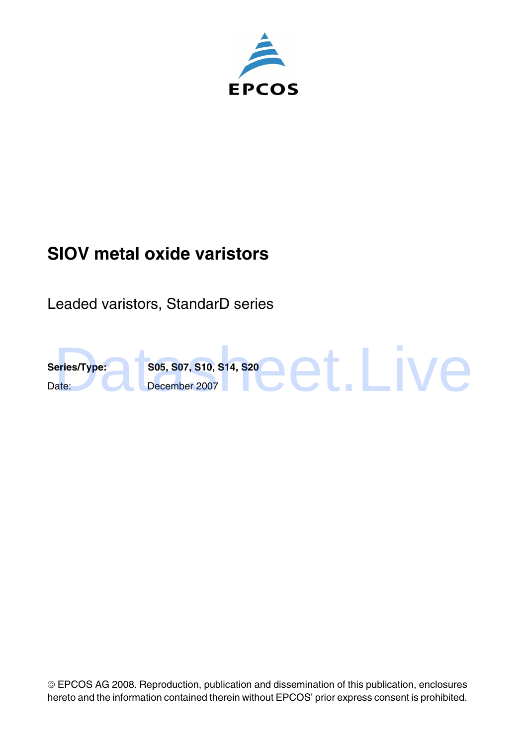EPCOS

# SIOV metal oxide varistors

Leaded varistors, StandarD series

| | |
|---|---|
| **Series/Type:** | **S05, S07, S10, S14, S20** |
| Date: | December 2007 |

© EPCOS AG 2008. Reproduction, publication and dissemination of this publication, enclosures hereto and the information contained therein without EPCOS' prior express consent is prohibited.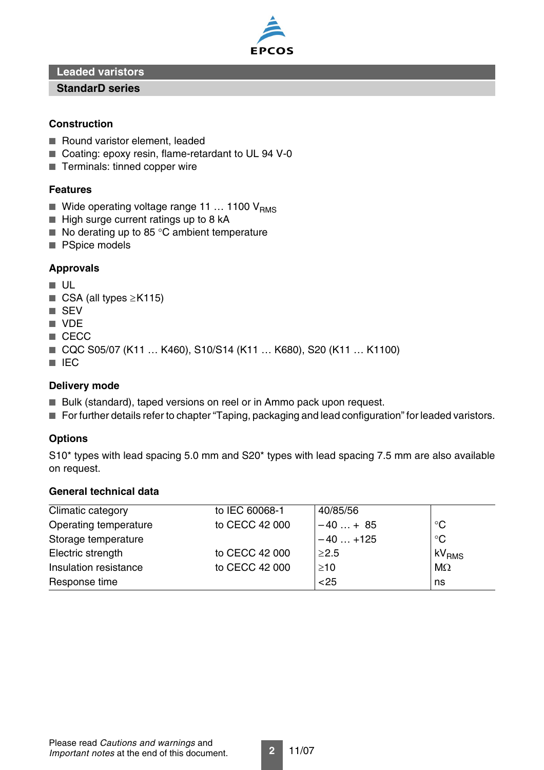# Leaded varistors

## StandarD series

### Construction

- Round varistor element, leaded
- Coating: epoxy resin, flame-retardant to UL 94 V-0
- Terminals: tinned copper wire

### Features

- Wide operating voltage range 11 … 1100 $V_{RMS}$
- High surge current ratings up to 8 kA
- No derating up to 85 °C ambient temperature
- PSpice models

### Approvals

- UL
- CSA (all types ≥K115)
- SEV
- VDE
- CECC
- CQC S05/07 (K11 … K460), S10/S14 (K11 … K680), S20 (K11 … K1100)
- IEC

### Delivery mode

- Bulk (standard), taped versions on reel or in Ammo pack upon request.
- For further details refer to chapter "Taping, packaging and lead configuration" for leaded varistors.

### Options

S10* types with lead spacing 5.0 mm and S20* types with lead spacing 7.5 mm are also available on request.

### General technical data

| | | | |
|---|---|---|---|
| Climatic category | to IEC 60068-1 | 40/85/56 | |
| Operating temperature | to CECC 42 000 | −40 … + 85 | °C |
| Storage temperature | | −40 … +125 | °C |
| Electric strength | to CECC 42 000 | ≥2.5 | $kV_{RMS}$ |
| Insulation resistance | to CECC 42 000 | ≥10 | MΩ |
| Response time | | <25 | ns |

Please read *Cautions and warnings* and *Important notes* at the end of this document.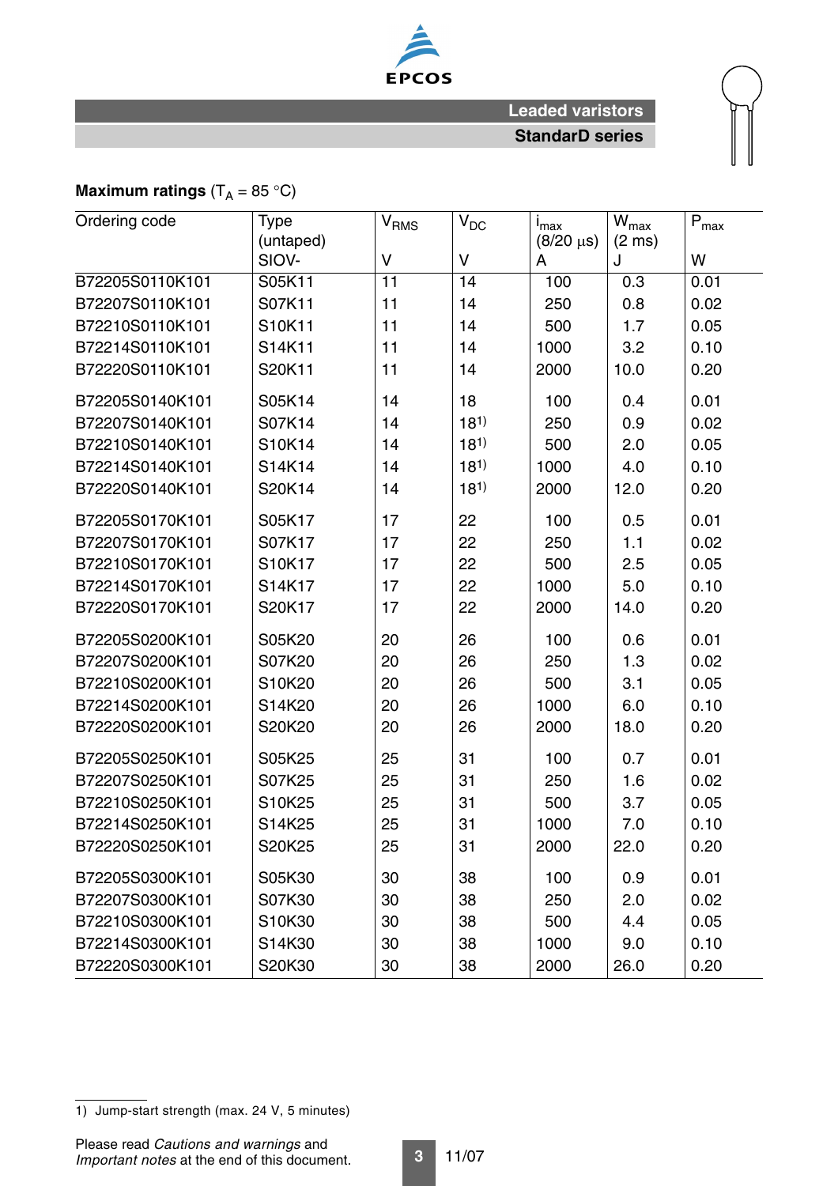**Maximum ratings** ($T_A$ = 85 °C)

| Ordering code | Type (untaped) SIOV- | $V_{RMS}$ V | $V_{DC}$ V | $i_{max}$ (8/20 µs) A | $W_{max}$ (2 ms) J | $P_{max}$ W |
|---|---|---|---|---|---|---|
| B72205S0110K101 | S05K11 | 11 | 14 | 100 | 0.3 | 0.01 |
| B72207S0110K101 | S07K11 | 11 | 14 | 250 | 0.8 | 0.02 |
| B72210S0110K101 | S10K11 | 11 | 14 | 500 | 1.7 | 0.05 |
| B72214S0110K101 | S14K11 | 11 | 14 | 1000 | 3.2 | 0.10 |
| B72220S0110K101 | S20K11 | 11 | 14 | 2000 | 10.0 | 0.20 |
| B72205S0140K101 | S05K14 | 14 | 18 | 100 | 0.4 | 0.01 |
| B72207S0140K101 | S07K14 | 14 | 18[1)] | 250 | 0.9 | 0.02 |
| B72210S0140K101 | S10K14 | 14 | 18[1)] | 500 | 2.0 | 0.05 |
| B72214S0140K101 | S14K14 | 14 | 18[1)] | 1000 | 4.0 | 0.10 |
| B72220S0140K101 | S20K14 | 14 | 18[1)] | 2000 | 12.0 | 0.20 |
| B72205S0170K101 | S05K17 | 17 | 22 | 100 | 0.5 | 0.01 |
| B72207S0170K101 | S07K17 | 17 | 22 | 250 | 1.1 | 0.02 |
| B72210S0170K101 | S10K17 | 17 | 22 | 500 | 2.5 | 0.05 |
| B72214S0170K101 | S14K17 | 17 | 22 | 1000 | 5.0 | 0.10 |
| B72220S0170K101 | S20K17 | 17 | 22 | 2000 | 14.0 | 0.20 |
| B72205S0200K101 | S05K20 | 20 | 26 | 100 | 0.6 | 0.01 |
| B72207S0200K101 | S07K20 | 20 | 26 | 250 | 1.3 | 0.02 |
| B72210S0200K101 | S10K20 | 20 | 26 | 500 | 3.1 | 0.05 |
| B72214S0200K101 | S14K20 | 20 | 26 | 1000 | 6.0 | 0.10 |
| B72220S0200K101 | S20K20 | 20 | 26 | 2000 | 18.0 | 0.20 |
| B72205S0250K101 | S05K25 | 25 | 31 | 100 | 0.7 | 0.01 |
| B72207S0250K101 | S07K25 | 25 | 31 | 250 | 1.6 | 0.02 |
| B72210S0250K101 | S10K25 | 25 | 31 | 500 | 3.7 | 0.05 |
| B72214S0250K101 | S14K25 | 25 | 31 | 1000 | 7.0 | 0.10 |
| B72220S0250K101 | S20K25 | 25 | 31 | 2000 | 22.0 | 0.20 |
| B72205S0300K101 | S05K30 | 30 | 38 | 100 | 0.9 | 0.01 |
| B72207S0300K101 | S07K30 | 30 | 38 | 250 | 2.0 | 0.02 |
| B72210S0300K101 | S10K30 | 30 | 38 | 500 | 4.4 | 0.05 |
| B72214S0300K101 | S14K30 | 30 | 38 | 1000 | 9.0 | 0.10 |
| B72220S0300K101 | S20K30 | 30 | 38 | 2000 | 26.0 | 0.20 |

1) Jump-start strength (max. 24 V, 5 minutes)

Please read *Cautions and warnings* and *Important notes* at the end of this document.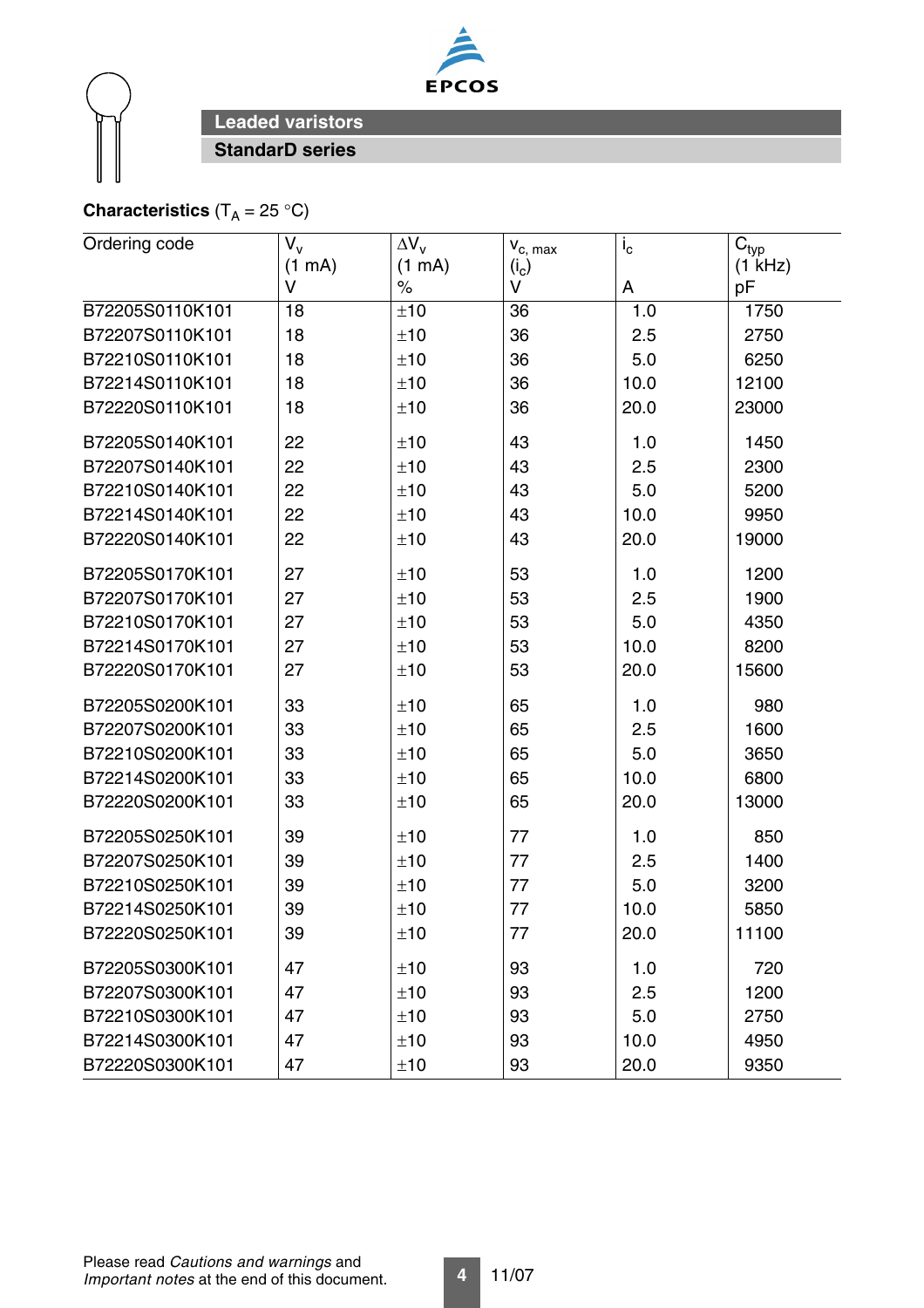## Leaded varistors

### StandarD series

**Characteristics** ($T_A$ = 25 °C)

| Ordering code | $V_v$ (1 mA) V | $\Delta V_v$ (1 mA) % | $v_{c,\,max}$ ($i_c$) V | $i_c$ A | $C_{typ}$ (1 kHz) pF |
|---|---|---|---|---|---|
| B72205S0110K101 | 18 | ±10 | 36 | 1.0 | 1750 |
| B72207S0110K101 | 18 | ±10 | 36 | 2.5 | 2750 |
| B72210S0110K101 | 18 | ±10 | 36 | 5.0 | 6250 |
| B72214S0110K101 | 18 | ±10 | 36 | 10.0 | 12100 |
| B72220S0110K101 | 18 | ±10 | 36 | 20.0 | 23000 |
| B72205S0140K101 | 22 | ±10 | 43 | 1.0 | 1450 |
| B72207S0140K101 | 22 | ±10 | 43 | 2.5 | 2300 |
| B72210S0140K101 | 22 | ±10 | 43 | 5.0 | 5200 |
| B72214S0140K101 | 22 | ±10 | 43 | 10.0 | 9950 |
| B72220S0140K101 | 22 | ±10 | 43 | 20.0 | 19000 |
| B72205S0170K101 | 27 | ±10 | 53 | 1.0 | 1200 |
| B72207S0170K101 | 27 | ±10 | 53 | 2.5 | 1900 |
| B72210S0170K101 | 27 | ±10 | 53 | 5.0 | 4350 |
| B72214S0170K101 | 27 | ±10 | 53 | 10.0 | 8200 |
| B72220S0170K101 | 27 | ±10 | 53 | 20.0 | 15600 |
| B72205S0200K101 | 33 | ±10 | 65 | 1.0 | 980 |
| B72207S0200K101 | 33 | ±10 | 65 | 2.5 | 1600 |
| B72210S0200K101 | 33 | ±10 | 65 | 5.0 | 3650 |
| B72214S0200K101 | 33 | ±10 | 65 | 10.0 | 6800 |
| B72220S0200K101 | 33 | ±10 | 65 | 20.0 | 13000 |
| B72205S0250K101 | 39 | ±10 | 77 | 1.0 | 850 |
| B72207S0250K101 | 39 | ±10 | 77 | 2.5 | 1400 |
| B72210S0250K101 | 39 | ±10 | 77 | 5.0 | 3200 |
| B72214S0250K101 | 39 | ±10 | 77 | 10.0 | 5850 |
| B72220S0250K101 | 39 | ±10 | 77 | 20.0 | 11100 |
| B72205S0300K101 | 47 | ±10 | 93 | 1.0 | 720 |
| B72207S0300K101 | 47 | ±10 | 93 | 2.5 | 1200 |
| B72210S0300K101 | 47 | ±10 | 93 | 5.0 | 2750 |
| B72214S0300K101 | 47 | ±10 | 93 | 10.0 | 4950 |
| B72220S0300K101 | 47 | ±10 | 93 | 20.0 | 9350 |

Please read *Cautions and warnings* and *Important notes* at the end of this document.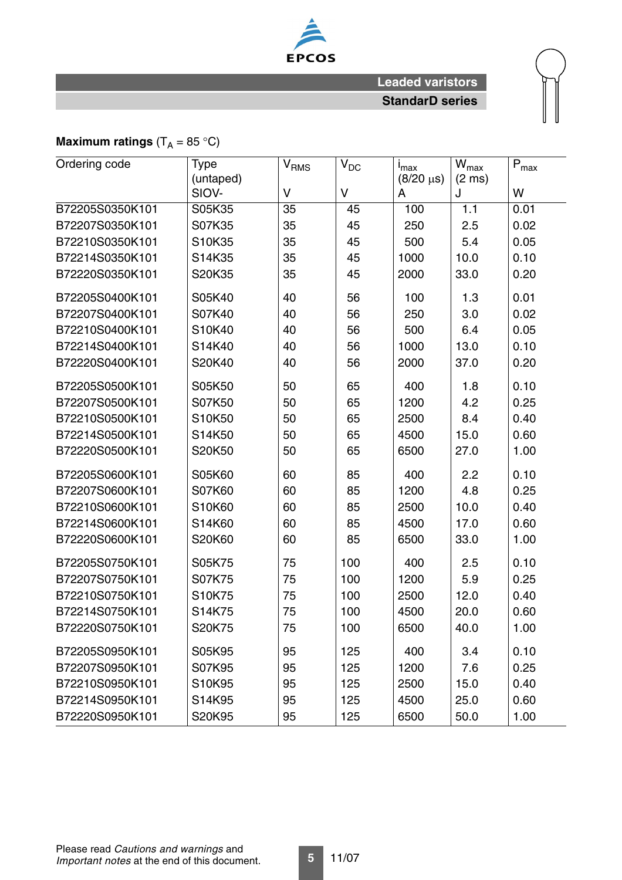**Maximum ratings** ($T_A$ = 85 °C)

| Ordering code | Type (untaped) SIOV- | $V_{RMS}$ V | $V_{DC}$ V | $i_{max}$ (8/20 µs) A | $W_{max}$ (2 ms) J | $P_{max}$ W |
|---|---|---|---|---|---|---|
| B72205S0350K101 | S05K35 | 35 | 45 | 100 | 1.1 | 0.01 |
| B72207S0350K101 | S07K35 | 35 | 45 | 250 | 2.5 | 0.02 |
| B72210S0350K101 | S10K35 | 35 | 45 | 500 | 5.4 | 0.05 |
| B72214S0350K101 | S14K35 | 35 | 45 | 1000 | 10.0 | 0.10 |
| B72220S0350K101 | S20K35 | 35 | 45 | 2000 | 33.0 | 0.20 |
| B72205S0400K101 | S05K40 | 40 | 56 | 100 | 1.3 | 0.01 |
| B72207S0400K101 | S07K40 | 40 | 56 | 250 | 3.0 | 0.02 |
| B72210S0400K101 | S10K40 | 40 | 56 | 500 | 6.4 | 0.05 |
| B72214S0400K101 | S14K40 | 40 | 56 | 1000 | 13.0 | 0.10 |
| B72220S0400K101 | S20K40 | 40 | 56 | 2000 | 37.0 | 0.20 |
| B72205S0500K101 | S05K50 | 50 | 65 | 400 | 1.8 | 0.10 |
| B72207S0500K101 | S07K50 | 50 | 65 | 1200 | 4.2 | 0.25 |
| B72210S0500K101 | S10K50 | 50 | 65 | 2500 | 8.4 | 0.40 |
| B72214S0500K101 | S14K50 | 50 | 65 | 4500 | 15.0 | 0.60 |
| B72220S0500K101 | S20K50 | 50 | 65 | 6500 | 27.0 | 1.00 |
| B72205S0600K101 | S05K60 | 60 | 85 | 400 | 2.2 | 0.10 |
| B72207S0600K101 | S07K60 | 60 | 85 | 1200 | 4.8 | 0.25 |
| B72210S0600K101 | S10K60 | 60 | 85 | 2500 | 10.0 | 0.40 |
| B72214S0600K101 | S14K60 | 60 | 85 | 4500 | 17.0 | 0.60 |
| B72220S0600K101 | S20K60 | 60 | 85 | 6500 | 33.0 | 1.00 |
| B72205S0750K101 | S05K75 | 75 | 100 | 400 | 2.5 | 0.10 |
| B72207S0750K101 | S07K75 | 75 | 100 | 1200 | 5.9 | 0.25 |
| B72210S0750K101 | S10K75 | 75 | 100 | 2500 | 12.0 | 0.40 |
| B72214S0750K101 | S14K75 | 75 | 100 | 4500 | 20.0 | 0.60 |
| B72220S0750K101 | S20K75 | 75 | 100 | 6500 | 40.0 | 1.00 |
| B72205S0950K101 | S05K95 | 95 | 125 | 400 | 3.4 | 0.10 |
| B72207S0950K101 | S07K95 | 95 | 125 | 1200 | 7.6 | 0.25 |
| B72210S0950K101 | S10K95 | 95 | 125 | 2500 | 15.0 | 0.40 |
| B72214S0950K101 | S14K95 | 95 | 125 | 4500 | 25.0 | 0.60 |
| B72220S0950K101 | S20K95 | 95 | 125 | 6500 | 50.0 | 1.00 |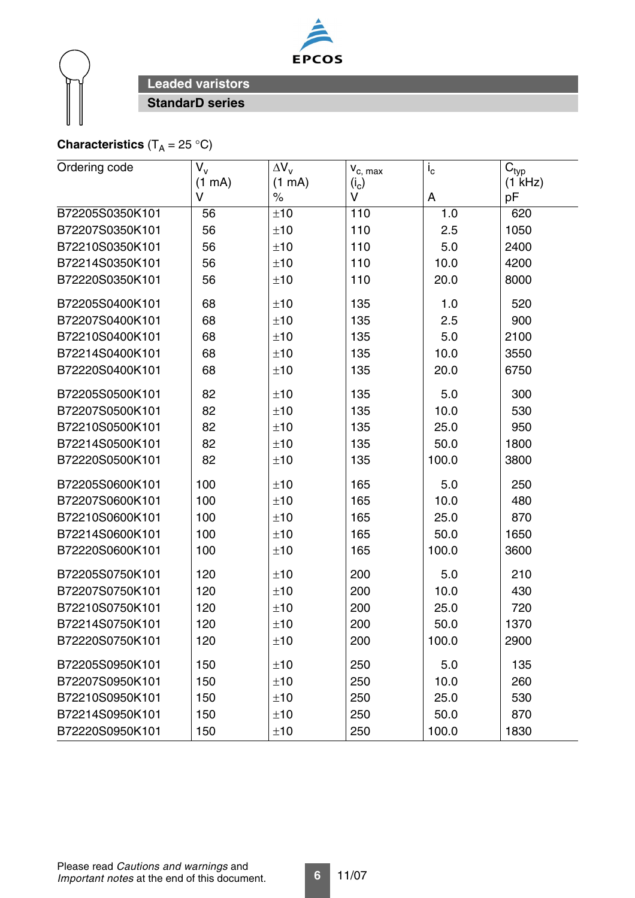## Leaded varistors

### StandarD series

**Characteristics** ($T_A$ = 25 °C)

| Ordering code | $V_v$ (1 mA) V | $\Delta V_v$ (1 mA) % | $v_{c,\,max}$ ($i_c$) V | $i_c$ A | $C_{typ}$ (1 kHz) pF |
|---|---|---|---|---|---|
| B72205S0350K101 | 56 | ±10 | 110 | 1.0 | 620 |
| B72207S0350K101 | 56 | ±10 | 110 | 2.5 | 1050 |
| B72210S0350K101 | 56 | ±10 | 110 | 5.0 | 2400 |
| B72214S0350K101 | 56 | ±10 | 110 | 10.0 | 4200 |
| B72220S0350K101 | 56 | ±10 | 110 | 20.0 | 8000 |
| B72205S0400K101 | 68 | ±10 | 135 | 1.0 | 520 |
| B72207S0400K101 | 68 | ±10 | 135 | 2.5 | 900 |
| B72210S0400K101 | 68 | ±10 | 135 | 5.0 | 2100 |
| B72214S0400K101 | 68 | ±10 | 135 | 10.0 | 3550 |
| B72220S0400K101 | 68 | ±10 | 135 | 20.0 | 6750 |
| B72205S0500K101 | 82 | ±10 | 135 | 5.0 | 300 |
| B72207S0500K101 | 82 | ±10 | 135 | 10.0 | 530 |
| B72210S0500K101 | 82 | ±10 | 135 | 25.0 | 950 |
| B72214S0500K101 | 82 | ±10 | 135 | 50.0 | 1800 |
| B72220S0500K101 | 82 | ±10 | 135 | 100.0 | 3800 |
| B72205S0600K101 | 100 | ±10 | 165 | 5.0 | 250 |
| B72207S0600K101 | 100 | ±10 | 165 | 10.0 | 480 |
| B72210S0600K101 | 100 | ±10 | 165 | 25.0 | 870 |
| B72214S0600K101 | 100 | ±10 | 165 | 50.0 | 1650 |
| B72220S0600K101 | 100 | ±10 | 165 | 100.0 | 3600 |
| B72205S0750K101 | 120 | ±10 | 200 | 5.0 | 210 |
| B72207S0750K101 | 120 | ±10 | 200 | 10.0 | 430 |
| B72210S0750K101 | 120 | ±10 | 200 | 25.0 | 720 |
| B72214S0750K101 | 120 | ±10 | 200 | 50.0 | 1370 |
| B72220S0750K101 | 120 | ±10 | 200 | 100.0 | 2900 |
| B72205S0950K101 | 150 | ±10 | 250 | 5.0 | 135 |
| B72207S0950K101 | 150 | ±10 | 250 | 10.0 | 260 |
| B72210S0950K101 | 150 | ±10 | 250 | 25.0 | 530 |
| B72214S0950K101 | 150 | ±10 | 250 | 50.0 | 870 |
| B72220S0950K101 | 150 | ±10 | 250 | 100.0 | 1830 |

Please read *Cautions and warnings* and *Important notes* at the end of this document.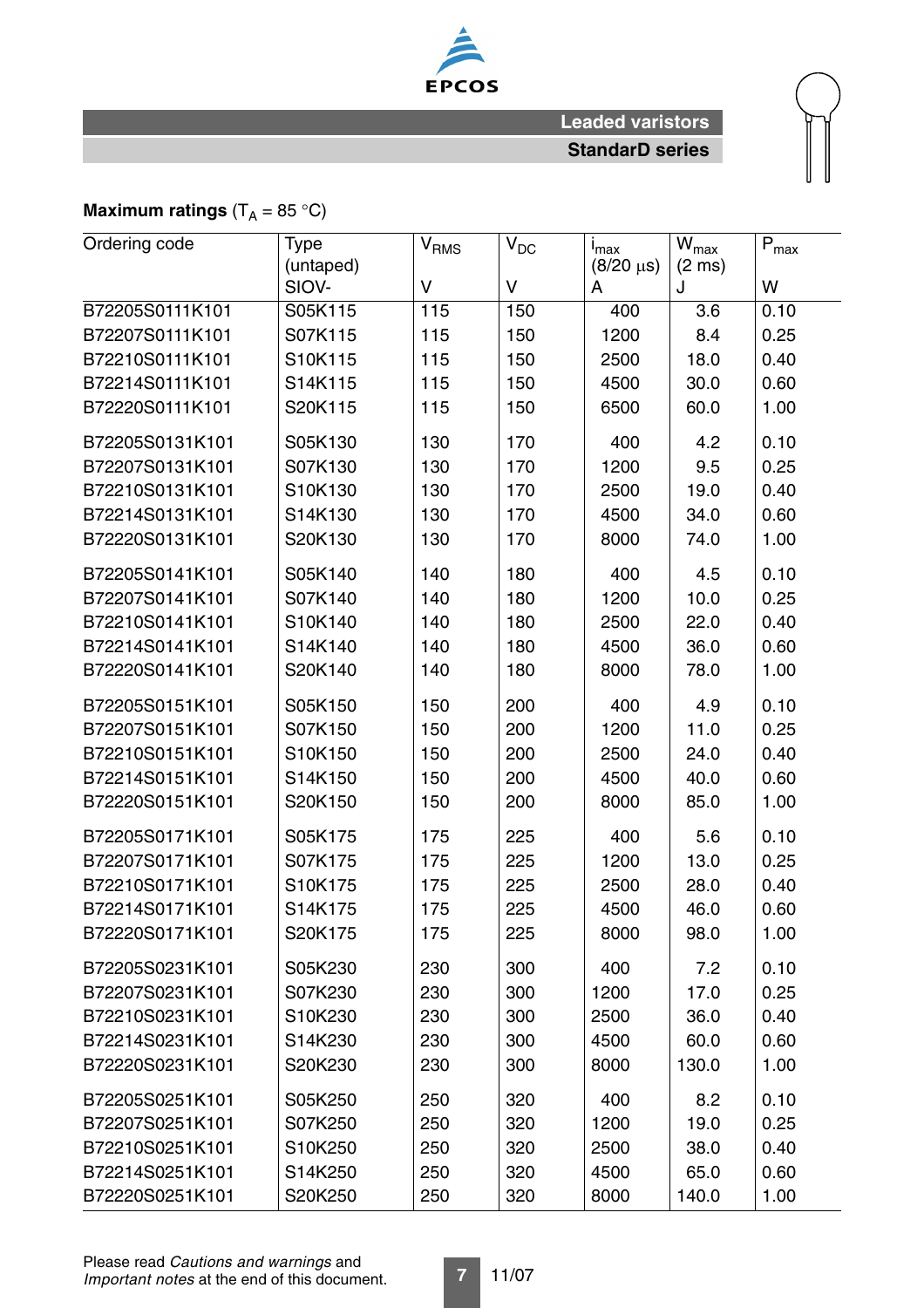**Maximum ratings** ($T_A$ = 85 °C)

| Ordering code | Type (untaped) SIOV- | $V_{RMS}$ V | $V_{DC}$ V | $i_{max}$ (8/20 µs) A | $W_{max}$ (2 ms) J | $P_{max}$ W |
|---|---|---|---|---|---|---|
| B72205S0111K101 | S05K115 | 115 | 150 | 400 | 3.6 | 0.10 |
| B72207S0111K101 | S07K115 | 115 | 150 | 1200 | 8.4 | 0.25 |
| B72210S0111K101 | S10K115 | 115 | 150 | 2500 | 18.0 | 0.40 |
| B72214S0111K101 | S14K115 | 115 | 150 | 4500 | 30.0 | 0.60 |
| B72220S0111K101 | S20K115 | 115 | 150 | 6500 | 60.0 | 1.00 |
| B72205S0131K101 | S05K130 | 130 | 170 | 400 | 4.2 | 0.10 |
| B72207S0131K101 | S07K130 | 130 | 170 | 1200 | 9.5 | 0.25 |
| B72210S0131K101 | S10K130 | 130 | 170 | 2500 | 19.0 | 0.40 |
| B72214S0131K101 | S14K130 | 130 | 170 | 4500 | 34.0 | 0.60 |
| B72220S0131K101 | S20K130 | 130 | 170 | 8000 | 74.0 | 1.00 |
| B72205S0141K101 | S05K140 | 140 | 180 | 400 | 4.5 | 0.10 |
| B72207S0141K101 | S07K140 | 140 | 180 | 1200 | 10.0 | 0.25 |
| B72210S0141K101 | S10K140 | 140 | 180 | 2500 | 22.0 | 0.40 |
| B72214S0141K101 | S14K140 | 140 | 180 | 4500 | 36.0 | 0.60 |
| B72220S0141K101 | S20K140 | 140 | 180 | 8000 | 78.0 | 1.00 |
| B72205S0151K101 | S05K150 | 150 | 200 | 400 | 4.9 | 0.10 |
| B72207S0151K101 | S07K150 | 150 | 200 | 1200 | 11.0 | 0.25 |
| B72210S0151K101 | S10K150 | 150 | 200 | 2500 | 24.0 | 0.40 |
| B72214S0151K101 | S14K150 | 150 | 200 | 4500 | 40.0 | 0.60 |
| B72220S0151K101 | S20K150 | 150 | 200 | 8000 | 85.0 | 1.00 |
| B72205S0171K101 | S05K175 | 175 | 225 | 400 | 5.6 | 0.10 |
| B72207S0171K101 | S07K175 | 175 | 225 | 1200 | 13.0 | 0.25 |
| B72210S0171K101 | S10K175 | 175 | 225 | 2500 | 28.0 | 0.40 |
| B72214S0171K101 | S14K175 | 175 | 225 | 4500 | 46.0 | 0.60 |
| B72220S0171K101 | S20K175 | 175 | 225 | 8000 | 98.0 | 1.00 |
| B72205S0231K101 | S05K230 | 230 | 300 | 400 | 7.2 | 0.10 |
| B72207S0231K101 | S07K230 | 230 | 300 | 1200 | 17.0 | 0.25 |
| B72210S0231K101 | S10K230 | 230 | 300 | 2500 | 36.0 | 0.40 |
| B72214S0231K101 | S14K230 | 230 | 300 | 4500 | 60.0 | 0.60 |
| B72220S0231K101 | S20K230 | 230 | 300 | 8000 | 130.0 | 1.00 |
| B72205S0251K101 | S05K250 | 250 | 320 | 400 | 8.2 | 0.10 |
| B72207S0251K101 | S07K250 | 250 | 320 | 1200 | 19.0 | 0.25 |
| B72210S0251K101 | S10K250 | 250 | 320 | 2500 | 38.0 | 0.40 |
| B72214S0251K101 | S14K250 | 250 | 320 | 4500 | 65.0 | 0.60 |
| B72220S0251K101 | S20K250 | 250 | 320 | 8000 | 140.0 | 1.00 |

Please read *Cautions and warnings* and *Important notes* at the end of this document.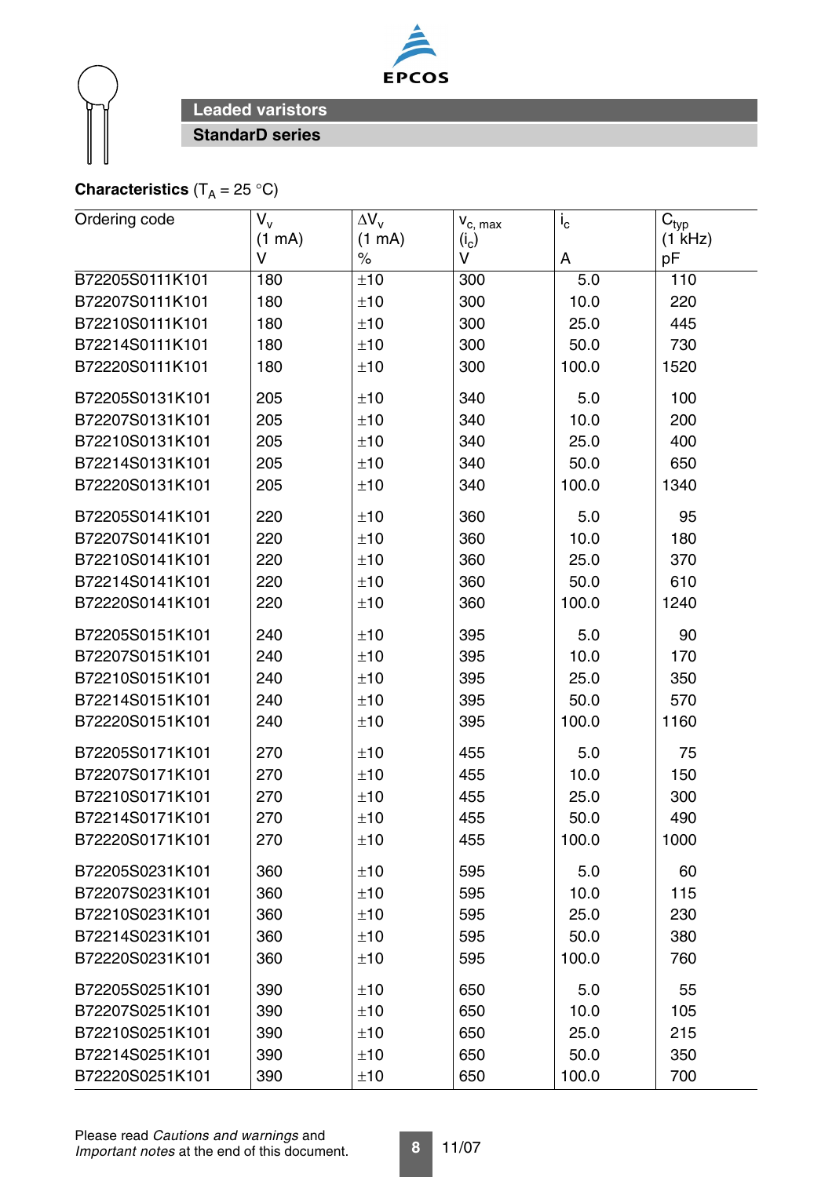# Leaded varistors

## StandarD series

**Characteristics** ($T_A$ = 25 °C)

| Ordering code | $V_v$ (1 mA) V | $\Delta V_v$ (1 mA) % | $v_{c,\,max}$ ($i_c$) V | $i_c$ A | $C_{typ}$ (1 kHz) pF |
|---|---|---|---|---|---|
| B72205S0111K101 | 180 | ±10 | 300 | 5.0 | 110 |
| B72207S0111K101 | 180 | ±10 | 300 | 10.0 | 220 |
| B72210S0111K101 | 180 | ±10 | 300 | 25.0 | 445 |
| B72214S0111K101 | 180 | ±10 | 300 | 50.0 | 730 |
| B72220S0111K101 | 180 | ±10 | 300 | 100.0 | 1520 |
| B72205S0131K101 | 205 | ±10 | 340 | 5.0 | 100 |
| B72207S0131K101 | 205 | ±10 | 340 | 10.0 | 200 |
| B72210S0131K101 | 205 | ±10 | 340 | 25.0 | 400 |
| B72214S0131K101 | 205 | ±10 | 340 | 50.0 | 650 |
| B72220S0131K101 | 205 | ±10 | 340 | 100.0 | 1340 |
| B72205S0141K101 | 220 | ±10 | 360 | 5.0 | 95 |
| B72207S0141K101 | 220 | ±10 | 360 | 10.0 | 180 |
| B72210S0141K101 | 220 | ±10 | 360 | 25.0 | 370 |
| B72214S0141K101 | 220 | ±10 | 360 | 50.0 | 610 |
| B72220S0141K101 | 220 | ±10 | 360 | 100.0 | 1240 |
| B72205S0151K101 | 240 | ±10 | 395 | 5.0 | 90 |
| B72207S0151K101 | 240 | ±10 | 395 | 10.0 | 170 |
| B72210S0151K101 | 240 | ±10 | 395 | 25.0 | 350 |
| B72214S0151K101 | 240 | ±10 | 395 | 50.0 | 570 |
| B72220S0151K101 | 240 | ±10 | 395 | 100.0 | 1160 |
| B72205S0171K101 | 270 | ±10 | 455 | 5.0 | 75 |
| B72207S0171K101 | 270 | ±10 | 455 | 10.0 | 150 |
| B72210S0171K101 | 270 | ±10 | 455 | 25.0 | 300 |
| B72214S0171K101 | 270 | ±10 | 455 | 50.0 | 490 |
| B72220S0171K101 | 270 | ±10 | 455 | 100.0 | 1000 |
| B72205S0231K101 | 360 | ±10 | 595 | 5.0 | 60 |
| B72207S0231K101 | 360 | ±10 | 595 | 10.0 | 115 |
| B72210S0231K101 | 360 | ±10 | 595 | 25.0 | 230 |
| B72214S0231K101 | 360 | ±10 | 595 | 50.0 | 380 |
| B72220S0231K101 | 360 | ±10 | 595 | 100.0 | 760 |
| B72205S0251K101 | 390 | ±10 | 650 | 5.0 | 55 |
| B72207S0251K101 | 390 | ±10 | 650 | 10.0 | 105 |
| B72210S0251K101 | 390 | ±10 | 650 | 25.0 | 215 |
| B72214S0251K101 | 390 | ±10 | 650 | 50.0 | 350 |
| B72220S0251K101 | 390 | ±10 | 650 | 100.0 | 700 |

Please read *Cautions and warnings* and *Important notes* at the end of this document.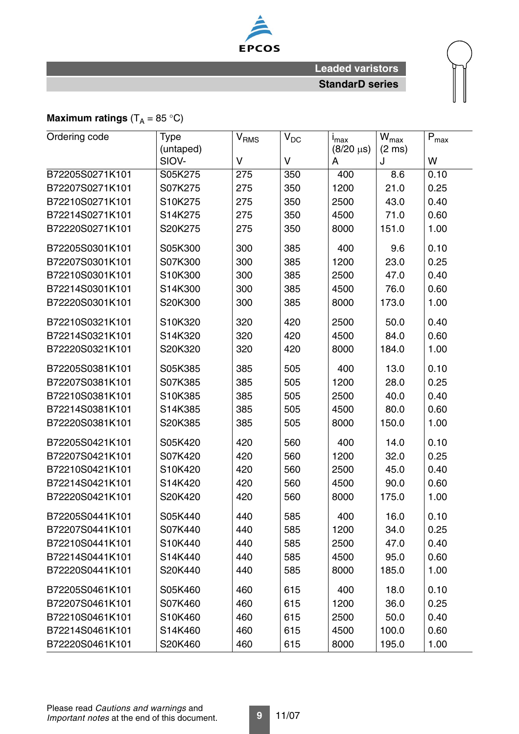**Maximum ratings** ($T_A$ = 85 °C)

| Ordering code | Type (untaped) SIOV- | $V_{RMS}$ V | $V_{DC}$ V | $i_{max}$ (8/20 µs) A | $W_{max}$ (2 ms) J | $P_{max}$ W |
|---|---|---|---|---|---|---|
| B72205S0271K101 | S05K275 | 275 | 350 | 400 | 8.6 | 0.10 |
| B72207S0271K101 | S07K275 | 275 | 350 | 1200 | 21.0 | 0.25 |
| B72210S0271K101 | S10K275 | 275 | 350 | 2500 | 43.0 | 0.40 |
| B72214S0271K101 | S14K275 | 275 | 350 | 4500 | 71.0 | 0.60 |
| B72220S0271K101 | S20K275 | 275 | 350 | 8000 | 151.0 | 1.00 |
| B72205S0301K101 | S05K300 | 300 | 385 | 400 | 9.6 | 0.10 |
| B72207S0301K101 | S07K300 | 300 | 385 | 1200 | 23.0 | 0.25 |
| B72210S0301K101 | S10K300 | 300 | 385 | 2500 | 47.0 | 0.40 |
| B72214S0301K101 | S14K300 | 300 | 385 | 4500 | 76.0 | 0.60 |
| B72220S0301K101 | S20K300 | 300 | 385 | 8000 | 173.0 | 1.00 |
| B72210S0321K101 | S10K320 | 320 | 420 | 2500 | 50.0 | 0.40 |
| B72214S0321K101 | S14K320 | 320 | 420 | 4500 | 84.0 | 0.60 |
| B72220S0321K101 | S20K320 | 320 | 420 | 8000 | 184.0 | 1.00 |
| B72205S0381K101 | S05K385 | 385 | 505 | 400 | 13.0 | 0.10 |
| B72207S0381K101 | S07K385 | 385 | 505 | 1200 | 28.0 | 0.25 |
| B72210S0381K101 | S10K385 | 385 | 505 | 2500 | 40.0 | 0.40 |
| B72214S0381K101 | S14K385 | 385 | 505 | 4500 | 80.0 | 0.60 |
| B72220S0381K101 | S20K385 | 385 | 505 | 8000 | 150.0 | 1.00 |
| B72205S0421K101 | S05K420 | 420 | 560 | 400 | 14.0 | 0.10 |
| B72207S0421K101 | S07K420 | 420 | 560 | 1200 | 32.0 | 0.25 |
| B72210S0421K101 | S10K420 | 420 | 560 | 2500 | 45.0 | 0.40 |
| B72214S0421K101 | S14K420 | 420 | 560 | 4500 | 90.0 | 0.60 |
| B72220S0421K101 | S20K420 | 420 | 560 | 8000 | 175.0 | 1.00 |
| B72205S0441K101 | S05K440 | 440 | 585 | 400 | 16.0 | 0.10 |
| B72207S0441K101 | S07K440 | 440 | 585 | 1200 | 34.0 | 0.25 |
| B72210S0441K101 | S10K440 | 440 | 585 | 2500 | 47.0 | 0.40 |
| B72214S0441K101 | S14K440 | 440 | 585 | 4500 | 95.0 | 0.60 |
| B72220S0441K101 | S20K440 | 440 | 585 | 8000 | 185.0 | 1.00 |
| B72205S0461K101 | S05K460 | 460 | 615 | 400 | 18.0 | 0.10 |
| B72207S0461K101 | S07K460 | 460 | 615 | 1200 | 36.0 | 0.25 |
| B72210S0461K101 | S10K460 | 460 | 615 | 2500 | 50.0 | 0.40 |
| B72214S0461K101 | S14K460 | 460 | 615 | 4500 | 100.0 | 0.60 |
| B72220S0461K101 | S20K460 | 460 | 615 | 8000 | 195.0 | 1.00 |

Please read *Cautions and warnings* and *Important notes* at the end of this document.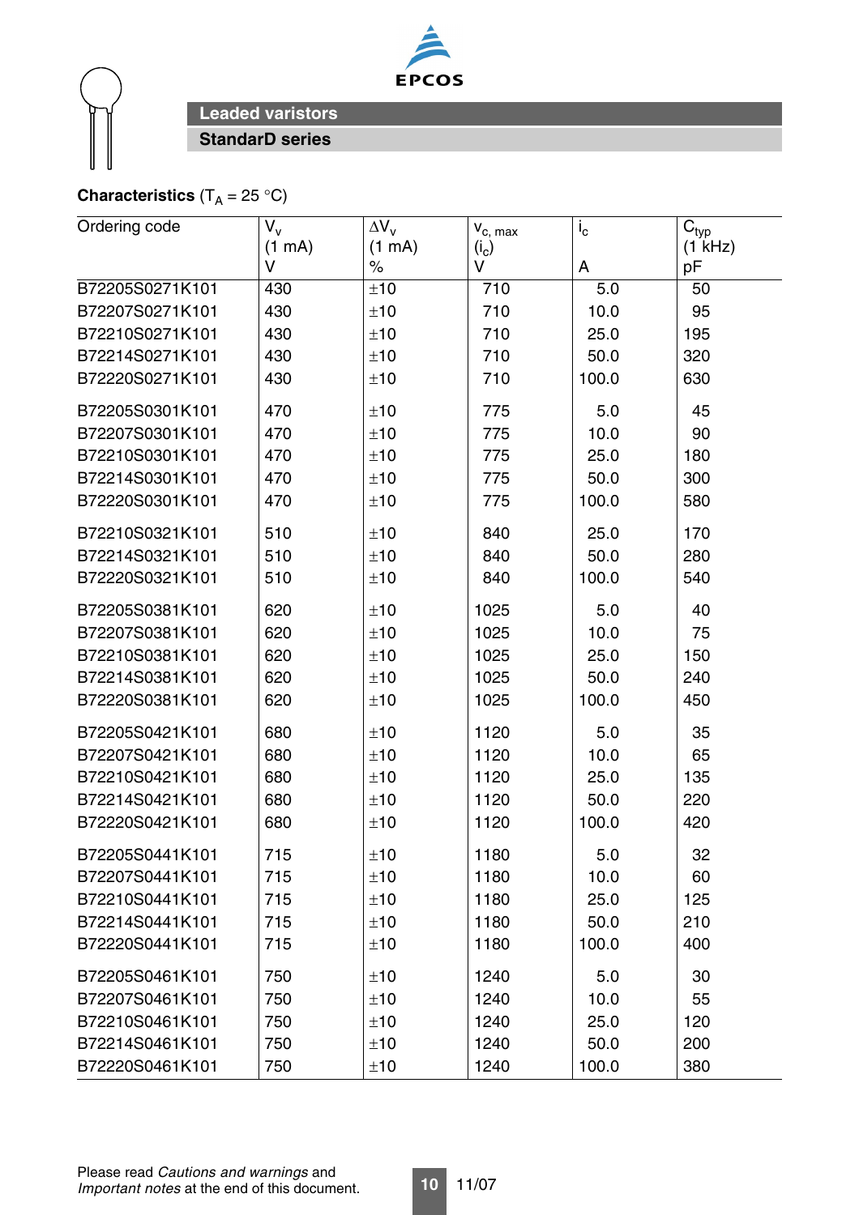## Leaded varistors

### StandarD series

**Characteristics** ($T_A$ = 25 °C)

| Ordering code | $V_v$ (1 mA) V | $\Delta V_v$ (1 mA) % | $v_{c,\,max}$ ($i_c$) V | $i_c$ A | $C_{typ}$ (1 kHz) pF |
|---|---|---|---|---|---|
| B72205S0271K101 | 430 | ±10 | 710 | 5.0 | 50 |
| B72207S0271K101 | 430 | ±10 | 710 | 10.0 | 95 |
| B72210S0271K101 | 430 | ±10 | 710 | 25.0 | 195 |
| B72214S0271K101 | 430 | ±10 | 710 | 50.0 | 320 |
| B72220S0271K101 | 430 | ±10 | 710 | 100.0 | 630 |
| B72205S0301K101 | 470 | ±10 | 775 | 5.0 | 45 |
| B72207S0301K101 | 470 | ±10 | 775 | 10.0 | 90 |
| B72210S0301K101 | 470 | ±10 | 775 | 25.0 | 180 |
| B72214S0301K101 | 470 | ±10 | 775 | 50.0 | 300 |
| B72220S0301K101 | 470 | ±10 | 775 | 100.0 | 580 |
| B72210S0321K101 | 510 | ±10 | 840 | 25.0 | 170 |
| B72214S0321K101 | 510 | ±10 | 840 | 50.0 | 280 |
| B72220S0321K101 | 510 | ±10 | 840 | 100.0 | 540 |
| B72205S0381K101 | 620 | ±10 | 1025 | 5.0 | 40 |
| B72207S0381K101 | 620 | ±10 | 1025 | 10.0 | 75 |
| B72210S0381K101 | 620 | ±10 | 1025 | 25.0 | 150 |
| B72214S0381K101 | 620 | ±10 | 1025 | 50.0 | 240 |
| B72220S0381K101 | 620 | ±10 | 1025 | 100.0 | 450 |
| B72205S0421K101 | 680 | ±10 | 1120 | 5.0 | 35 |
| B72207S0421K101 | 680 | ±10 | 1120 | 10.0 | 65 |
| B72210S0421K101 | 680 | ±10 | 1120 | 25.0 | 135 |
| B72214S0421K101 | 680 | ±10 | 1120 | 50.0 | 220 |
| B72220S0421K101 | 680 | ±10 | 1120 | 100.0 | 420 |
| B72205S0441K101 | 715 | ±10 | 1180 | 5.0 | 32 |
| B72207S0441K101 | 715 | ±10 | 1180 | 10.0 | 60 |
| B72210S0441K101 | 715 | ±10 | 1180 | 25.0 | 125 |
| B72214S0441K101 | 715 | ±10 | 1180 | 50.0 | 210 |
| B72220S0441K101 | 715 | ±10 | 1180 | 100.0 | 400 |
| B72205S0461K101 | 750 | ±10 | 1240 | 5.0 | 30 |
| B72207S0461K101 | 750 | ±10 | 1240 | 10.0 | 55 |
| B72210S0461K101 | 750 | ±10 | 1240 | 25.0 | 120 |
| B72214S0461K101 | 750 | ±10 | 1240 | 50.0 | 200 |
| B72220S0461K101 | 750 | ±10 | 1240 | 100.0 | 380 |

Please read *Cautions and warnings* and *Important notes* at the end of this document.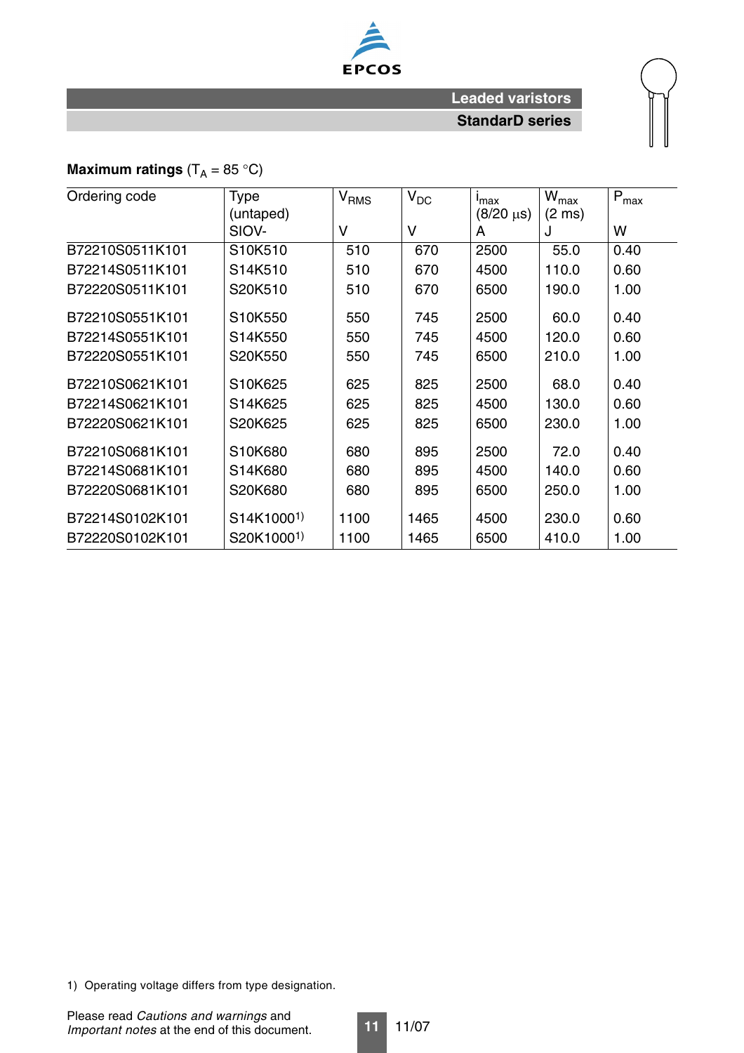**Maximum ratings** ($T_A$ = 85 °C)

| Ordering code | Type (untaped) SIOV- | $V_{RMS}$ V | $V_{DC}$ V | $i_{max}$ (8/20 µs) A | $W_{max}$ (2 ms) J | $P_{max}$ W |
|---|---|---|---|---|---|---|
| B72210S0511K101 | S10K510 | 510 | 670 | 2500 | 55.0 | 0.40 |
| B72214S0511K101 | S14K510 | 510 | 670 | 4500 | 110.0 | 0.60 |
| B72220S0511K101 | S20K510 | 510 | 670 | 6500 | 190.0 | 1.00 |
| B72210S0551K101 | S10K550 | 550 | 745 | 2500 | 60.0 | 0.40 |
| B72214S0551K101 | S14K550 | 550 | 745 | 4500 | 120.0 | 0.60 |
| B72220S0551K101 | S20K550 | 550 | 745 | 6500 | 210.0 | 1.00 |
| B72210S0621K101 | S10K625 | 625 | 825 | 2500 | 68.0 | 0.40 |
| B72214S0621K101 | S14K625 | 625 | 825 | 4500 | 130.0 | 0.60 |
| B72220S0621K101 | S20K625 | 625 | 825 | 6500 | 230.0 | 1.00 |
| B72210S0681K101 | S10K680 | 680 | 895 | 2500 | 72.0 | 0.40 |
| B72214S0681K101 | S14K680 | 680 | 895 | 4500 | 140.0 | 0.60 |
| B72220S0681K101 | S20K680 | 680 | 895 | 6500 | 250.0 | 1.00 |
| B72214S0102K101 | S14K1000[1)] | 1100 | 1465 | 4500 | 230.0 | 0.60 |
| B72220S0102K101 | S20K1000[1)] | 1100 | 1465 | 6500 | 410.0 | 1.00 |

1) Operating voltage differs from type designation.

Please read *Cautions and warnings* and *Important notes* at the end of this document.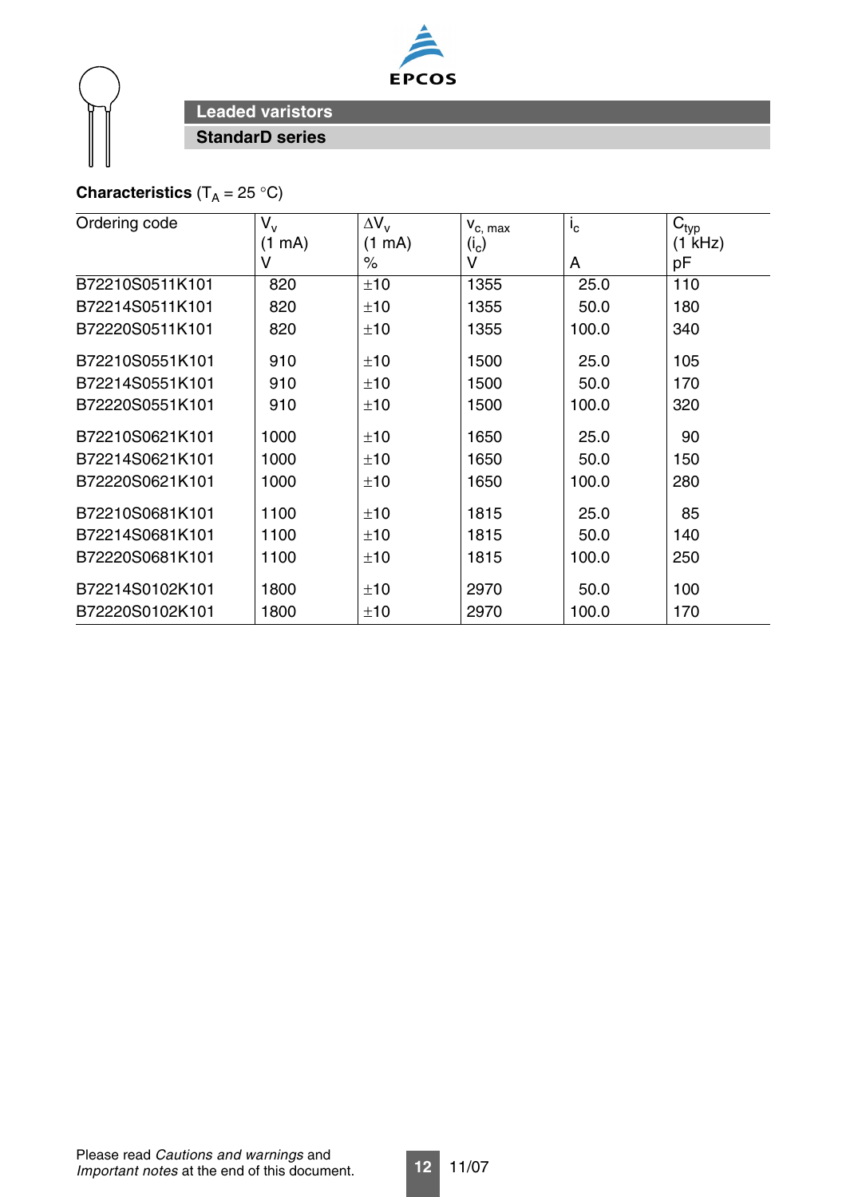## Leaded varistors

### StandarD series

**Characteristics** ($T_A$ = 25 °C)

| Ordering code | $V_v$ (1 mA) V | $\Delta V_v$ (1 mA) % | $v_{c,\,max}$ ($i_c$) V | $i_c$ A | $C_{typ}$ (1 kHz) pF |
|---|---|---|---|---|---|
| B72210S0511K101 | 820 | ±10 | 1355 | 25.0 | 110 |
| B72214S0511K101 | 820 | ±10 | 1355 | 50.0 | 180 |
| B72220S0511K101 | 820 | ±10 | 1355 | 100.0 | 340 |
| B72210S0551K101 | 910 | ±10 | 1500 | 25.0 | 105 |
| B72214S0551K101 | 910 | ±10 | 1500 | 50.0 | 170 |
| B72220S0551K101 | 910 | ±10 | 1500 | 100.0 | 320 |
| B72210S0621K101 | 1000 | ±10 | 1650 | 25.0 | 90 |
| B72214S0621K101 | 1000 | ±10 | 1650 | 50.0 | 150 |
| B72220S0621K101 | 1000 | ±10 | 1650 | 100.0 | 280 |
| B72210S0681K101 | 1100 | ±10 | 1815 | 25.0 | 85 |
| B72214S0681K101 | 1100 | ±10 | 1815 | 50.0 | 140 |
| B72220S0681K101 | 1100 | ±10 | 1815 | 100.0 | 250 |
| B72214S0102K101 | 1800 | ±10 | 2970 | 50.0 | 100 |
| B72220S0102K101 | 1800 | ±10 | 2970 | 100.0 | 170 |

Please read *Cautions and warnings* and *Important notes* at the end of this document.

11/07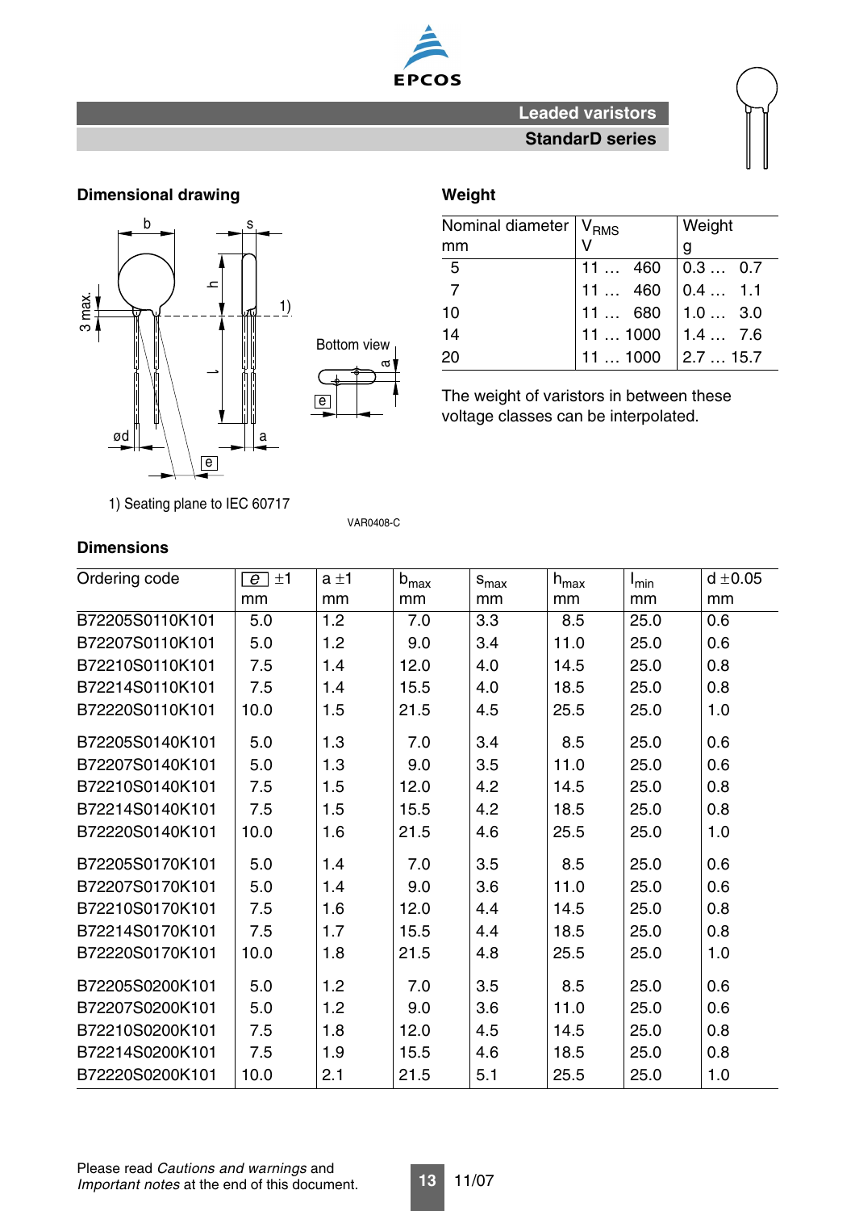Leaded varistors

StandarD series

## Dimensional drawing

1) Seating plane to IEC 60717

VAR0408-C

## Weight

| Nominal diameter mm | $V_{RMS}$ V | Weight g |
|---|---|---|
| 5 | 11 … 460 | 0.3 … 0.7 |
| 7 | 11 … 460 | 0.4 … 1.1 |
| 10 | 11 … 680 | 1.0 … 3.0 |
| 14 | 11 … 1000 | 1.4 … 7.6 |
| 20 | 11 … 1000 | 2.7 … 15.7 |

The weight of varistors in between these voltage classes can be interpolated.

## Dimensions

| Ordering code | e ±1 mm | a ±1 mm | $b_{max}$ mm | $s_{max}$ mm | $h_{max}$ mm | $l_{min}$ mm | d ±0.05 mm |
|---|---|---|---|---|---|---|---|
| B72205S0110K101 | 5.0 | 1.2 | 7.0 | 3.3 | 8.5 | 25.0 | 0.6 |
| B72207S0110K101 | 5.0 | 1.2 | 9.0 | 3.4 | 11.0 | 25.0 | 0.6 |
| B72210S0110K101 | 7.5 | 1.4 | 12.0 | 4.0 | 14.5 | 25.0 | 0.8 |
| B72214S0110K101 | 7.5 | 1.4 | 15.5 | 4.0 | 18.5 | 25.0 | 0.8 |
| B72220S0110K101 | 10.0 | 1.5 | 21.5 | 4.5 | 25.5 | 25.0 | 1.0 |
| B72205S0140K101 | 5.0 | 1.3 | 7.0 | 3.4 | 8.5 | 25.0 | 0.6 |
| B72207S0140K101 | 5.0 | 1.3 | 9.0 | 3.5 | 11.0 | 25.0 | 0.6 |
| B72210S0140K101 | 7.5 | 1.5 | 12.0 | 4.2 | 14.5 | 25.0 | 0.8 |
| B72214S0140K101 | 7.5 | 1.5 | 15.5 | 4.2 | 18.5 | 25.0 | 0.8 |
| B72220S0140K101 | 10.0 | 1.6 | 21.5 | 4.6 | 25.5 | 25.0 | 1.0 |
| B72205S0170K101 | 5.0 | 1.4 | 7.0 | 3.5 | 8.5 | 25.0 | 0.6 |
| B72207S0170K101 | 5.0 | 1.4 | 9.0 | 3.6 | 11.0 | 25.0 | 0.6 |
| B72210S0170K101 | 7.5 | 1.6 | 12.0 | 4.4 | 14.5 | 25.0 | 0.8 |
| B72214S0170K101 | 7.5 | 1.7 | 15.5 | 4.4 | 18.5 | 25.0 | 0.8 |
| B72220S0170K101 | 10.0 | 1.8 | 21.5 | 4.8 | 25.5 | 25.0 | 1.0 |
| B72205S0200K101 | 5.0 | 1.2 | 7.0 | 3.5 | 8.5 | 25.0 | 0.6 |
| B72207S0200K101 | 5.0 | 1.2 | 9.0 | 3.6 | 11.0 | 25.0 | 0.6 |
| B72210S0200K101 | 7.5 | 1.8 | 12.0 | 4.5 | 14.5 | 25.0 | 0.8 |
| B72214S0200K101 | 7.5 | 1.9 | 15.5 | 4.6 | 18.5 | 25.0 | 0.8 |
| B72220S0200K101 | 10.0 | 2.1 | 21.5 | 5.1 | 25.5 | 25.0 | 1.0 |

Please read *Cautions and warnings* and *Important notes* at the end of this document.

11/07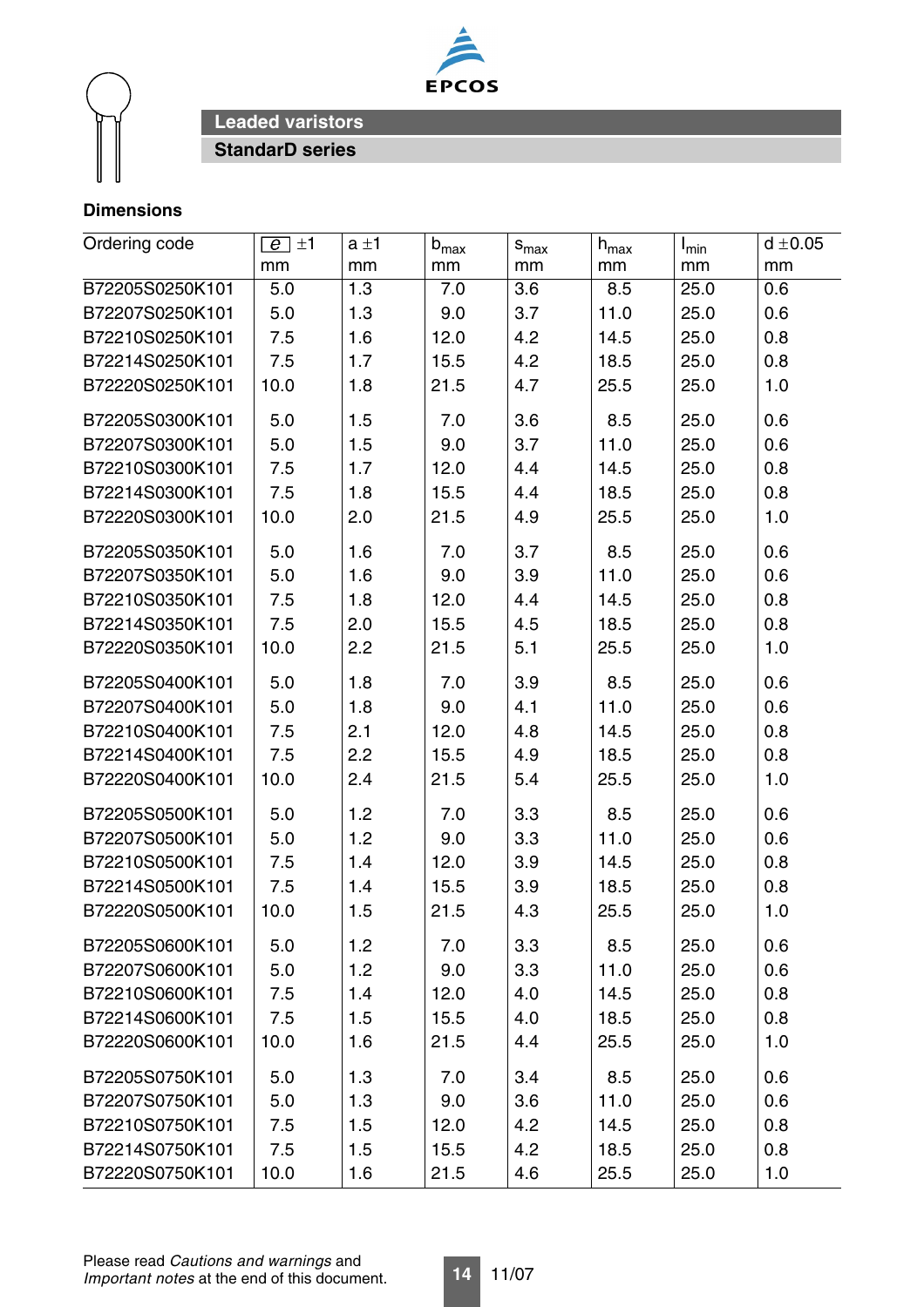## Leaded varistors

### StandarD series

**Dimensions**

| Ordering code | e ±1 mm | a ±1 mm | $b_{max}$ mm | $s_{max}$ mm | $h_{max}$ mm | $l_{min}$ mm | d ±0.05 mm |
|---|---|---|---|---|---|---|---|
| B72205S0250K101 | 5.0 | 1.3 | 7.0 | 3.6 | 8.5 | 25.0 | 0.6 |
| B72207S0250K101 | 5.0 | 1.3 | 9.0 | 3.7 | 11.0 | 25.0 | 0.6 |
| B72210S0250K101 | 7.5 | 1.6 | 12.0 | 4.2 | 14.5 | 25.0 | 0.8 |
| B72214S0250K101 | 7.5 | 1.7 | 15.5 | 4.2 | 18.5 | 25.0 | 0.8 |
| B72220S0250K101 | 10.0 | 1.8 | 21.5 | 4.7 | 25.5 | 25.0 | 1.0 |
| B72205S0300K101 | 5.0 | 1.5 | 7.0 | 3.6 | 8.5 | 25.0 | 0.6 |
| B72207S0300K101 | 5.0 | 1.5 | 9.0 | 3.7 | 11.0 | 25.0 | 0.6 |
| B72210S0300K101 | 7.5 | 1.7 | 12.0 | 4.4 | 14.5 | 25.0 | 0.8 |
| B72214S0300K101 | 7.5 | 1.8 | 15.5 | 4.4 | 18.5 | 25.0 | 0.8 |
| B72220S0300K101 | 10.0 | 2.0 | 21.5 | 4.9 | 25.5 | 25.0 | 1.0 |
| B72205S0350K101 | 5.0 | 1.6 | 7.0 | 3.7 | 8.5 | 25.0 | 0.6 |
| B72207S0350K101 | 5.0 | 1.6 | 9.0 | 3.9 | 11.0 | 25.0 | 0.6 |
| B72210S0350K101 | 7.5 | 1.8 | 12.0 | 4.4 | 14.5 | 25.0 | 0.8 |
| B72214S0350K101 | 7.5 | 2.0 | 15.5 | 4.5 | 18.5 | 25.0 | 0.8 |
| B72220S0350K101 | 10.0 | 2.2 | 21.5 | 5.1 | 25.5 | 25.0 | 1.0 |
| B72205S0400K101 | 5.0 | 1.8 | 7.0 | 3.9 | 8.5 | 25.0 | 0.6 |
| B72207S0400K101 | 5.0 | 1.8 | 9.0 | 4.1 | 11.0 | 25.0 | 0.6 |
| B72210S0400K101 | 7.5 | 2.1 | 12.0 | 4.8 | 14.5 | 25.0 | 0.8 |
| B72214S0400K101 | 7.5 | 2.2 | 15.5 | 4.9 | 18.5 | 25.0 | 0.8 |
| B72220S0400K101 | 10.0 | 2.4 | 21.5 | 5.4 | 25.5 | 25.0 | 1.0 |
| B72205S0500K101 | 5.0 | 1.2 | 7.0 | 3.3 | 8.5 | 25.0 | 0.6 |
| B72207S0500K101 | 5.0 | 1.2 | 9.0 | 3.3 | 11.0 | 25.0 | 0.6 |
| B72210S0500K101 | 7.5 | 1.4 | 12.0 | 3.9 | 14.5 | 25.0 | 0.8 |
| B72214S0500K101 | 7.5 | 1.4 | 15.5 | 3.9 | 18.5 | 25.0 | 0.8 |
| B72220S0500K101 | 10.0 | 1.5 | 21.5 | 4.3 | 25.5 | 25.0 | 1.0 |
| B72205S0600K101 | 5.0 | 1.2 | 7.0 | 3.3 | 8.5 | 25.0 | 0.6 |
| B72207S0600K101 | 5.0 | 1.2 | 9.0 | 3.3 | 11.0 | 25.0 | 0.6 |
| B72210S0600K101 | 7.5 | 1.4 | 12.0 | 4.0 | 14.5 | 25.0 | 0.8 |
| B72214S0600K101 | 7.5 | 1.5 | 15.5 | 4.0 | 18.5 | 25.0 | 0.8 |
| B72220S0600K101 | 10.0 | 1.6 | 21.5 | 4.4 | 25.5 | 25.0 | 1.0 |
| B72205S0750K101 | 5.0 | 1.3 | 7.0 | 3.4 | 8.5 | 25.0 | 0.6 |
| B72207S0750K101 | 5.0 | 1.3 | 9.0 | 3.6 | 11.0 | 25.0 | 0.6 |
| B72210S0750K101 | 7.5 | 1.5 | 12.0 | 4.2 | 14.5 | 25.0 | 0.8 |
| B72214S0750K101 | 7.5 | 1.5 | 15.5 | 4.2 | 18.5 | 25.0 | 0.8 |
| B72220S0750K101 | 10.0 | 1.6 | 21.5 | 4.6 | 25.5 | 25.0 | 1.0 |

Please read *Cautions and warnings* and *Important notes* at the end of this document.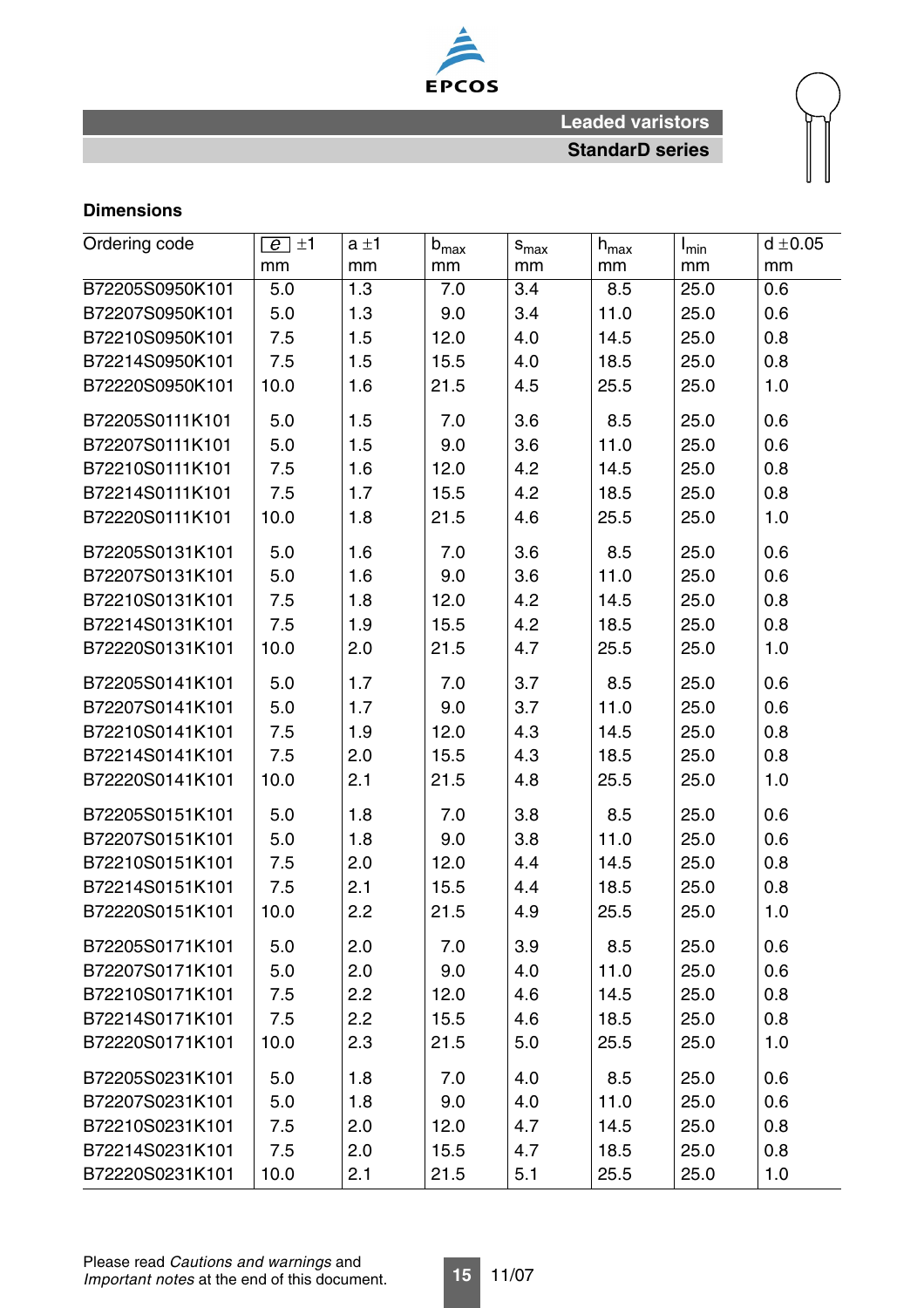## Dimensions

| Ordering code | e ±1 mm | a ±1 mm | $b_{max}$ mm | $s_{max}$ mm | $h_{max}$ mm | $l_{min}$ mm | d ±0.05 mm |
|---|---|---|---|---|---|---|---|
| B72205S0950K101 | 5.0 | 1.3 | 7.0 | 3.4 | 8.5 | 25.0 | 0.6 |
| B72207S0950K101 | 5.0 | 1.3 | 9.0 | 3.4 | 11.0 | 25.0 | 0.6 |
| B72210S0950K101 | 7.5 | 1.5 | 12.0 | 4.0 | 14.5 | 25.0 | 0.8 |
| B72214S0950K101 | 7.5 | 1.5 | 15.5 | 4.0 | 18.5 | 25.0 | 0.8 |
| B72220S0950K101 | 10.0 | 1.6 | 21.5 | 4.5 | 25.5 | 25.0 | 1.0 |
| B72205S0111K101 | 5.0 | 1.5 | 7.0 | 3.6 | 8.5 | 25.0 | 0.6 |
| B72207S0111K101 | 5.0 | 1.5 | 9.0 | 3.6 | 11.0 | 25.0 | 0.6 |
| B72210S0111K101 | 7.5 | 1.6 | 12.0 | 4.2 | 14.5 | 25.0 | 0.8 |
| B72214S0111K101 | 7.5 | 1.7 | 15.5 | 4.2 | 18.5 | 25.0 | 0.8 |
| B72220S0111K101 | 10.0 | 1.8 | 21.5 | 4.6 | 25.5 | 25.0 | 1.0 |
| B72205S0131K101 | 5.0 | 1.6 | 7.0 | 3.6 | 8.5 | 25.0 | 0.6 |
| B72207S0131K101 | 5.0 | 1.6 | 9.0 | 3.6 | 11.0 | 25.0 | 0.6 |
| B72210S0131K101 | 7.5 | 1.8 | 12.0 | 4.2 | 14.5 | 25.0 | 0.8 |
| B72214S0131K101 | 7.5 | 1.9 | 15.5 | 4.2 | 18.5 | 25.0 | 0.8 |
| B72220S0131K101 | 10.0 | 2.0 | 21.5 | 4.7 | 25.5 | 25.0 | 1.0 |
| B72205S0141K101 | 5.0 | 1.7 | 7.0 | 3.7 | 8.5 | 25.0 | 0.6 |
| B72207S0141K101 | 5.0 | 1.7 | 9.0 | 3.7 | 11.0 | 25.0 | 0.6 |
| B72210S0141K101 | 7.5 | 1.9 | 12.0 | 4.3 | 14.5 | 25.0 | 0.8 |
| B72214S0141K101 | 7.5 | 2.0 | 15.5 | 4.3 | 18.5 | 25.0 | 0.8 |
| B72220S0141K101 | 10.0 | 2.1 | 21.5 | 4.8 | 25.5 | 25.0 | 1.0 |
| B72205S0151K101 | 5.0 | 1.8 | 7.0 | 3.8 | 8.5 | 25.0 | 0.6 |
| B72207S0151K101 | 5.0 | 1.8 | 9.0 | 3.8 | 11.0 | 25.0 | 0.6 |
| B72210S0151K101 | 7.5 | 2.0 | 12.0 | 4.4 | 14.5 | 25.0 | 0.8 |
| B72214S0151K101 | 7.5 | 2.1 | 15.5 | 4.4 | 18.5 | 25.0 | 0.8 |
| B72220S0151K101 | 10.0 | 2.2 | 21.5 | 4.9 | 25.5 | 25.0 | 1.0 |
| B72205S0171K101 | 5.0 | 2.0 | 7.0 | 3.9 | 8.5 | 25.0 | 0.6 |
| B72207S0171K101 | 5.0 | 2.0 | 9.0 | 4.0 | 11.0 | 25.0 | 0.6 |
| B72210S0171K101 | 7.5 | 2.2 | 12.0 | 4.6 | 14.5 | 25.0 | 0.8 |
| B72214S0171K101 | 7.5 | 2.2 | 15.5 | 4.6 | 18.5 | 25.0 | 0.8 |
| B72220S0171K101 | 10.0 | 2.3 | 21.5 | 5.0 | 25.5 | 25.0 | 1.0 |
| B72205S0231K101 | 5.0 | 1.8 | 7.0 | 4.0 | 8.5 | 25.0 | 0.6 |
| B72207S0231K101 | 5.0 | 1.8 | 9.0 | 4.0 | 11.0 | 25.0 | 0.6 |
| B72210S0231K101 | 7.5 | 2.0 | 12.0 | 4.7 | 14.5 | 25.0 | 0.8 |
| B72214S0231K101 | 7.5 | 2.0 | 15.5 | 4.7 | 18.5 | 25.0 | 0.8 |
| B72220S0231K101 | 10.0 | 2.1 | 21.5 | 5.1 | 25.5 | 25.0 | 1.0 |

Please read *Cautions and warnings* and *Important notes* at the end of this document.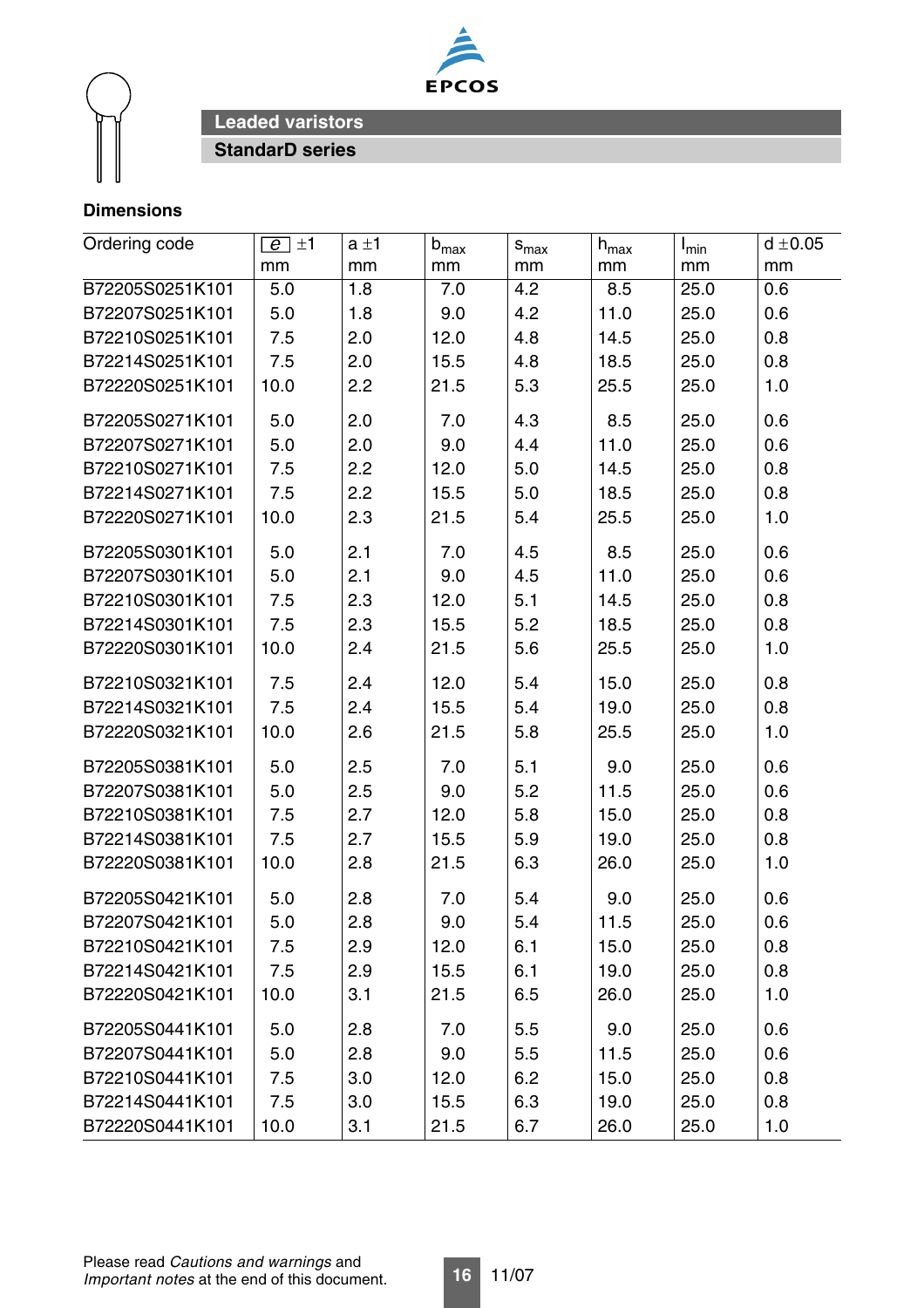## Leaded varistors

### StandarD series

**Dimensions**

| Ordering code | e ±1 mm | a ±1 mm | $b_{max}$ mm | $s_{max}$ mm | $h_{max}$ mm | $l_{min}$ mm | d ±0.05 mm |
|---|---|---|---|---|---|---|---|
| B72205S0251K101 | 5.0 | 1.8 | 7.0 | 4.2 | 8.5 | 25.0 | 0.6 |
| B72207S0251K101 | 5.0 | 1.8 | 9.0 | 4.2 | 11.0 | 25.0 | 0.6 |
| B72210S0251K101 | 7.5 | 2.0 | 12.0 | 4.8 | 14.5 | 25.0 | 0.8 |
| B72214S0251K101 | 7.5 | 2.0 | 15.5 | 4.8 | 18.5 | 25.0 | 0.8 |
| B72220S0251K101 | 10.0 | 2.2 | 21.5 | 5.3 | 25.5 | 25.0 | 1.0 |
| B72205S0271K101 | 5.0 | 2.0 | 7.0 | 4.3 | 8.5 | 25.0 | 0.6 |
| B72207S0271K101 | 5.0 | 2.0 | 9.0 | 4.4 | 11.0 | 25.0 | 0.6 |
| B72210S0271K101 | 7.5 | 2.2 | 12.0 | 5.0 | 14.5 | 25.0 | 0.8 |
| B72214S0271K101 | 7.5 | 2.2 | 15.5 | 5.0 | 18.5 | 25.0 | 0.8 |
| B72220S0271K101 | 10.0 | 2.3 | 21.5 | 5.4 | 25.5 | 25.0 | 1.0 |
| B72205S0301K101 | 5.0 | 2.1 | 7.0 | 4.5 | 8.5 | 25.0 | 0.6 |
| B72207S0301K101 | 5.0 | 2.1 | 9.0 | 4.5 | 11.0 | 25.0 | 0.6 |
| B72210S0301K101 | 7.5 | 2.3 | 12.0 | 5.1 | 14.5 | 25.0 | 0.8 |
| B72214S0301K101 | 7.5 | 2.3 | 15.5 | 5.2 | 18.5 | 25.0 | 0.8 |
| B72220S0301K101 | 10.0 | 2.4 | 21.5 | 5.6 | 25.5 | 25.0 | 1.0 |
| B72210S0321K101 | 7.5 | 2.4 | 12.0 | 5.4 | 15.0 | 25.0 | 0.8 |
| B72214S0321K101 | 7.5 | 2.4 | 15.5 | 5.4 | 19.0 | 25.0 | 0.8 |
| B72220S0321K101 | 10.0 | 2.6 | 21.5 | 5.8 | 25.5 | 25.0 | 1.0 |
| B72205S0381K101 | 5.0 | 2.5 | 7.0 | 5.1 | 9.0 | 25.0 | 0.6 |
| B72207S0381K101 | 5.0 | 2.5 | 9.0 | 5.2 | 11.5 | 25.0 | 0.6 |
| B72210S0381K101 | 7.5 | 2.7 | 12.0 | 5.8 | 15.0 | 25.0 | 0.8 |
| B72214S0381K101 | 7.5 | 2.7 | 15.5 | 5.9 | 19.0 | 25.0 | 0.8 |
| B72220S0381K101 | 10.0 | 2.8 | 21.5 | 6.3 | 26.0 | 25.0 | 1.0 |
| B72205S0421K101 | 5.0 | 2.8 | 7.0 | 5.4 | 9.0 | 25.0 | 0.6 |
| B72207S0421K101 | 5.0 | 2.8 | 9.0 | 5.4 | 11.5 | 25.0 | 0.6 |
| B72210S0421K101 | 7.5 | 2.9 | 12.0 | 6.1 | 15.0 | 25.0 | 0.8 |
| B72214S0421K101 | 7.5 | 2.9 | 15.5 | 6.1 | 19.0 | 25.0 | 0.8 |
| B72220S0421K101 | 10.0 | 3.1 | 21.5 | 6.5 | 26.0 | 25.0 | 1.0 |
| B72205S0441K101 | 5.0 | 2.8 | 7.0 | 5.5 | 9.0 | 25.0 | 0.6 |
| B72207S0441K101 | 5.0 | 2.8 | 9.0 | 5.5 | 11.5 | 25.0 | 0.6 |
| B72210S0441K101 | 7.5 | 3.0 | 12.0 | 6.2 | 15.0 | 25.0 | 0.8 |
| B72214S0441K101 | 7.5 | 3.0 | 15.5 | 6.3 | 19.0 | 25.0 | 0.8 |
| B72220S0441K101 | 10.0 | 3.1 | 21.5 | 6.7 | 26.0 | 25.0 | 1.0 |

Please read *Cautions and warnings* and *Important notes* at the end of this document.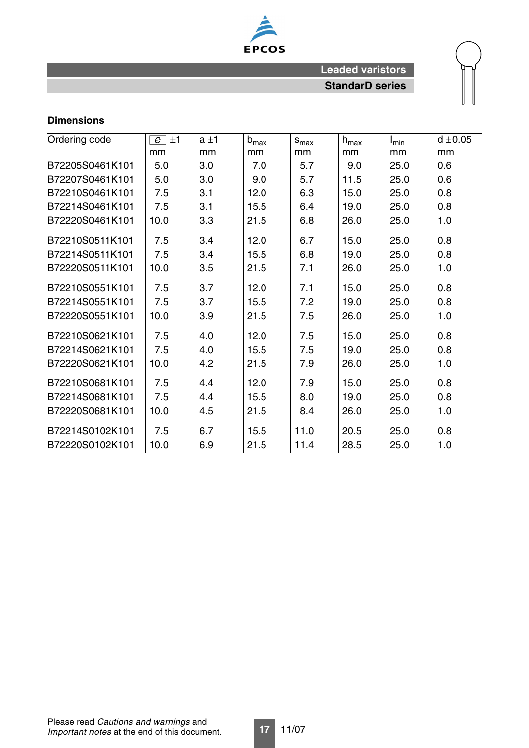## Dimensions

| Ordering code | e ±1<br>mm | a ±1<br>mm | $b_{max}$<br>mm | $s_{max}$<br>mm | $h_{max}$<br>mm | $l_{min}$<br>mm | d ±0.05<br>mm |
|---|---|---|---|---|---|---|---|
| B72205S0461K101 | 5.0 | 3.0 | 7.0 | 5.7 | 9.0 | 25.0 | 0.6 |
| B72207S0461K101 | 5.0 | 3.0 | 9.0 | 5.7 | 11.5 | 25.0 | 0.6 |
| B72210S0461K101 | 7.5 | 3.1 | 12.0 | 6.3 | 15.0 | 25.0 | 0.8 |
| B72214S0461K101 | 7.5 | 3.1 | 15.5 | 6.4 | 19.0 | 25.0 | 0.8 |
| B72220S0461K101 | 10.0 | 3.3 | 21.5 | 6.8 | 26.0 | 25.0 | 1.0 |
| B72210S0511K101 | 7.5 | 3.4 | 12.0 | 6.7 | 15.0 | 25.0 | 0.8 |
| B72214S0511K101 | 7.5 | 3.4 | 15.5 | 6.8 | 19.0 | 25.0 | 0.8 |
| B72220S0511K101 | 10.0 | 3.5 | 21.5 | 7.1 | 26.0 | 25.0 | 1.0 |
| B72210S0551K101 | 7.5 | 3.7 | 12.0 | 7.1 | 15.0 | 25.0 | 0.8 |
| B72214S0551K101 | 7.5 | 3.7 | 15.5 | 7.2 | 19.0 | 25.0 | 0.8 |
| B72220S0551K101 | 10.0 | 3.9 | 21.5 | 7.5 | 26.0 | 25.0 | 1.0 |
| B72210S0621K101 | 7.5 | 4.0 | 12.0 | 7.5 | 15.0 | 25.0 | 0.8 |
| B72214S0621K101 | 7.5 | 4.0 | 15.5 | 7.5 | 19.0 | 25.0 | 0.8 |
| B72220S0621K101 | 10.0 | 4.2 | 21.5 | 7.9 | 26.0 | 25.0 | 1.0 |
| B72210S0681K101 | 7.5 | 4.4 | 12.0 | 7.9 | 15.0 | 25.0 | 0.8 |
| B72214S0681K101 | 7.5 | 4.4 | 15.5 | 8.0 | 19.0 | 25.0 | 0.8 |
| B72220S0681K101 | 10.0 | 4.5 | 21.5 | 8.4 | 26.0 | 25.0 | 1.0 |
| B72214S0102K101 | 7.5 | 6.7 | 15.5 | 11.0 | 20.5 | 25.0 | 0.8 |
| B72220S0102K101 | 10.0 | 6.9 | 21.5 | 11.4 | 28.5 | 25.0 | 1.0 |

Please read *Cautions and warnings* and *Important notes* at the end of this document.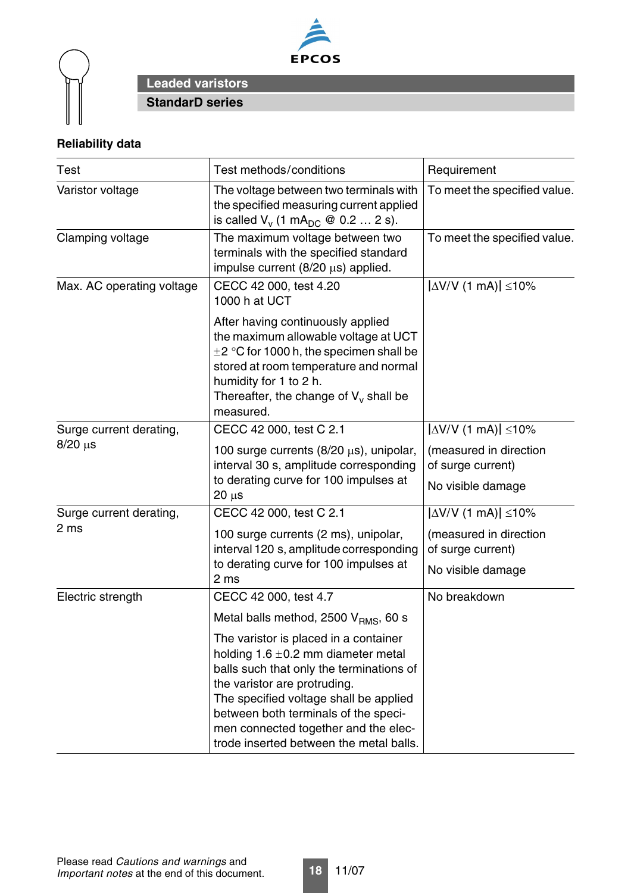## Leaded varistors

### StandarD series

**Reliability data**

| Test | Test methods/conditions | Requirement |
|---|---|---|
| Varistor voltage | The voltage between two terminals with the specified measuring current applied is called $V_v$ (1 $mA_{DC}$ @ 0.2 … 2 s). | To meet the specified value. |
| Clamping voltage | The maximum voltage between two terminals with the specified standard impulse current (8/20 µs) applied. | To meet the specified value. |
| Max. AC operating voltage | CECC 42 000, test 4.20<br>1000 h at UCT<br><br>After having continuously applied the maximum allowable voltage at UCT ±2 °C for 1000 h, the specimen shall be stored at room temperature and normal humidity for 1 to 2 h.<br>Thereafter, the change of $V_v$ shall be measured. | \|ΔV/V (1 mA)\| ≤10% |
| Surge current derating, 8/20 µs | CECC 42 000, test C 2.1<br><br>100 surge currents (8/20 µs), unipolar, interval 30 s, amplitude corresponding to derating curve for 100 impulses at 20 µs | \|ΔV/V (1 mA)\| ≤10%<br><br>(measured in direction of surge current)<br><br>No visible damage |
| Surge current derating, 2 ms | CECC 42 000, test C 2.1<br><br>100 surge currents (2 ms), unipolar, interval 120 s, amplitude corresponding to derating curve for 100 impulses at 2 ms | \|ΔV/V (1 mA)\| ≤10%<br><br>(measured in direction of surge current)<br><br>No visible damage |
| Electric strength | CECC 42 000, test 4.7<br><br>Metal balls method, 2500 $V_{RMS}$, 60 s<br><br>The varistor is placed in a container holding 1.6 ±0.2 mm diameter metal balls such that only the terminations of the varistor are protruding.<br>The specified voltage shall be applied between both terminals of the specimen connected together and the electrode inserted between the metal balls. | No breakdown |

Please read *Cautions and warnings* and *Important notes* at the end of this document.

11/07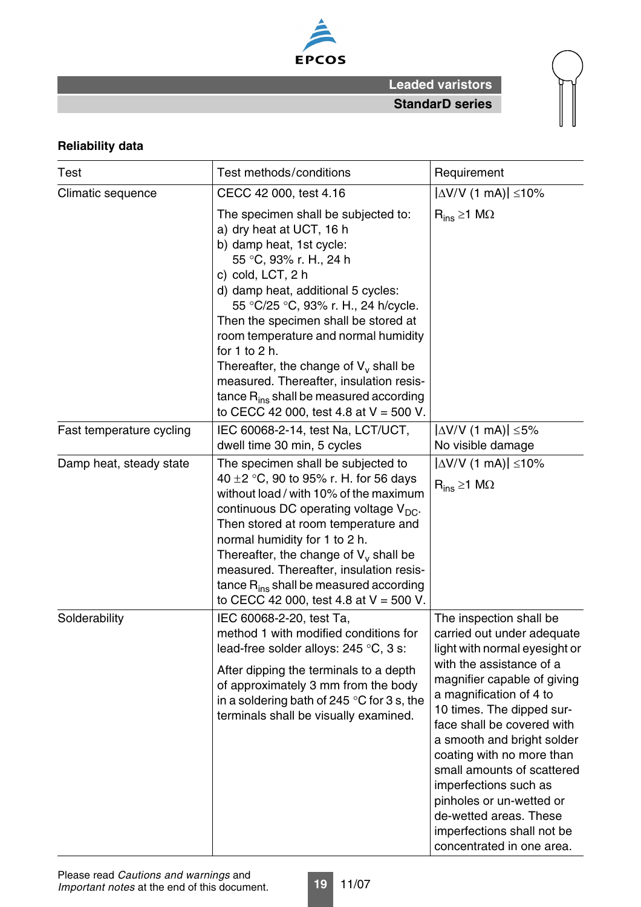**Reliability data**

| Test | Test methods/conditions | Requirement |
|---|---|---|
| Climatic sequence | CECC 42 000, test 4.16<br><br>The specimen shall be subjected to:<br>a) dry heat at UCT, 16 h<br>b) damp heat, 1st cycle:<br>55 °C, 93% r. H., 24 h<br>c) cold, LCT, 2 h<br>d) damp heat, additional 5 cycles:<br>55 °C/25 °C, 93% r. H., 24 h/cycle.<br>Then the specimen shall be stored at room temperature and normal humidity for 1 to 2 h.<br>Thereafter, the change of $V_v$ shall be measured. Thereafter, insulation resistance $R_{ins}$ shall be measured according to CECC 42 000, test 4.8 at V = 500 V. | $\lvert\Delta V/V\ (1\ mA)\rvert \leq 10\%$<br><br>$R_{ins} \geq 1\ M\Omega$ |
| Fast temperature cycling | IEC 60068-2-14, test Na, LCT/UCT, dwell time 30 min, 5 cycles | $\lvert\Delta V/V\ (1\ mA)\rvert \leq 5\%$<br>No visible damage |
| Damp heat, steady state | The specimen shall be subjected to 40 ±2 °C, 90 to 95% r. H. for 56 days without load / with 10% of the maximum continuous DC operating voltage $V_{DC}$.<br>Then stored at room temperature and normal humidity for 1 to 2 h.<br>Thereafter, the change of $V_v$ shall be measured. Thereafter, insulation resistance $R_{ins}$ shall be measured according to CECC 42 000, test 4.8 at V = 500 V. | $\lvert\Delta V/V\ (1\ mA)\rvert \leq 10\%$<br><br>$R_{ins} \geq 1\ M\Omega$ |
| Solderability | IEC 60068-2-20, test Ta, method 1 with modified conditions for lead-free solder alloys: 245 °C, 3 s:<br><br>After dipping the terminals to a depth of approximately 3 mm from the body in a soldering bath of 245 °C for 3 s, the terminals shall be visually examined. | The inspection shall be carried out under adequate light with normal eyesight or with the assistance of a magnifier capable of giving a magnification of 4 to 10 times. The dipped surface shall be covered with a smooth and bright solder coating with no more than small amounts of scattered imperfections such as pinholes or un-wetted or de-wetted areas. These imperfections shall not be concentrated in one area. |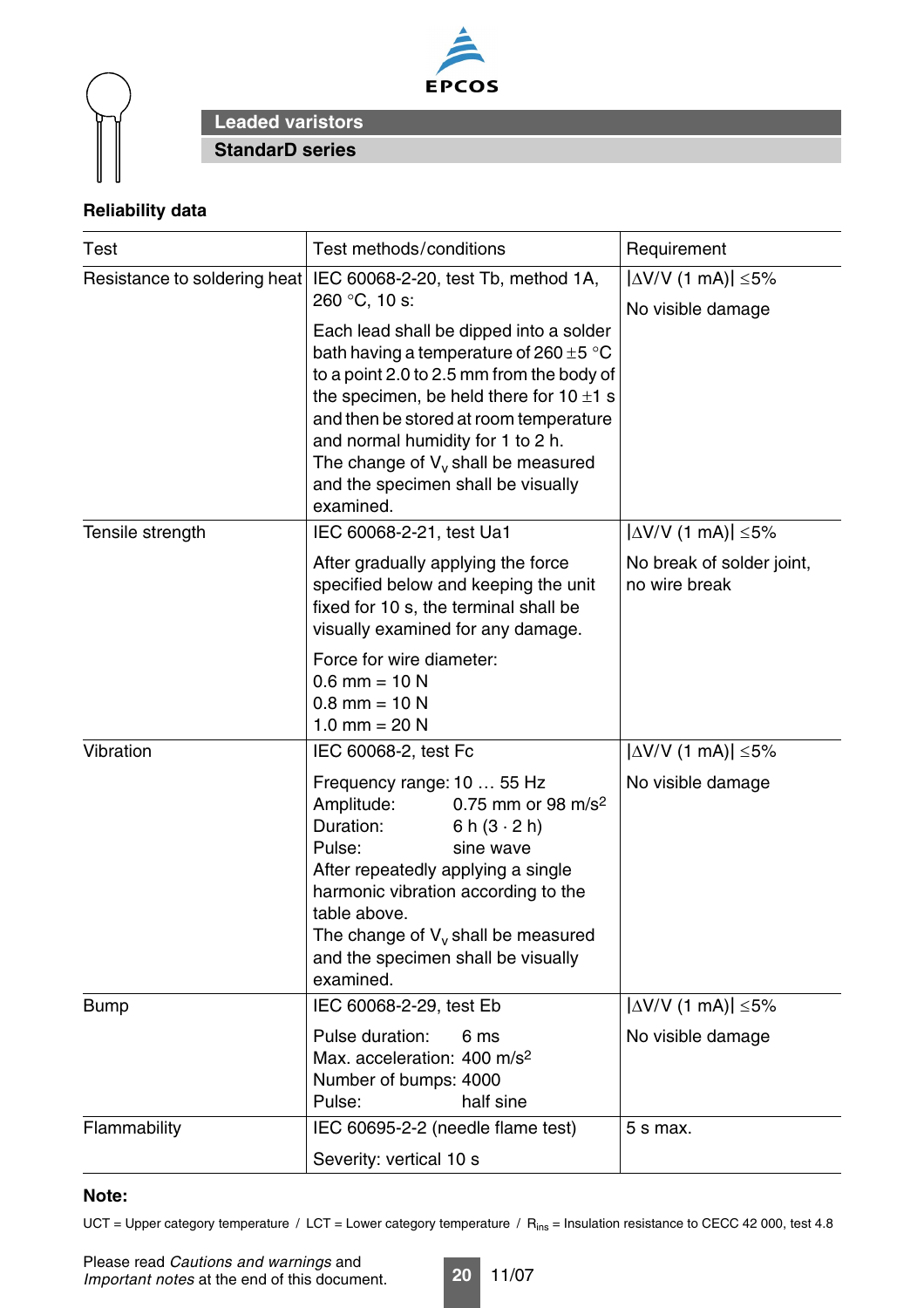## Leaded varistors

### StandarD series

**Reliability data**

| Test | Test methods/conditions | Requirement |
|---|---|---|
| Resistance to soldering heat | IEC 60068-2-20, test Tb, method 1A, 260 °C, 10 s:<br><br>Each lead shall be dipped into a solder bath having a temperature of 260 ±5 °C to a point 2.0 to 2.5 mm from the body of the specimen, be held there for 10 ±1 s and then be stored at room temperature and normal humidity for 1 to 2 h.<br>The change of $V_v$ shall be measured and the specimen shall be visually examined. | $\|\Delta V/V\ (1\ mA)\| \leq 5\%$<br><br>No visible damage |
| Tensile strength | IEC 60068-2-21, test Ua1<br><br>After gradually applying the force specified below and keeping the unit fixed for 10 s, the terminal shall be visually examined for any damage.<br><br>Force for wire diameter:<br>0.6 mm = 10 N<br>0.8 mm = 10 N<br>1.0 mm = 20 N | $\|\Delta V/V\ (1\ mA)\| \leq 5\%$<br><br>No break of solder joint, no wire break |
| Vibration | IEC 60068-2, test Fc<br><br>Frequency range: 10 … 55 Hz<br>Amplitude: 0.75 mm or 98 $m/s^2$<br>Duration: 6 h (3 · 2 h)<br>Pulse: sine wave<br>After repeatedly applying a single harmonic vibration according to the table above.<br>The change of $V_v$ shall be measured and the specimen shall be visually examined. | $\|\Delta V/V\ (1\ mA)\| \leq 5\%$<br><br>No visible damage |
| Bump | IEC 60068-2-29, test Eb<br><br>Pulse duration: 6 ms<br>Max. acceleration: 400 $m/s^2$<br>Number of bumps: 4000<br>Pulse: half sine | $\|\Delta V/V\ (1\ mA)\| \leq 5\%$<br><br>No visible damage |
| Flammability | IEC 60695-2-2 (needle flame test)<br><br>Severity: vertical 10 s | 5 s max. |

**Note:**

UCT = Upper category temperature / LCT = Lower category temperature / $R_{ins}$ = Insulation resistance to CECC 42 000, test 4.8

Please read *Cautions and warnings* and *Important notes* at the end of this document.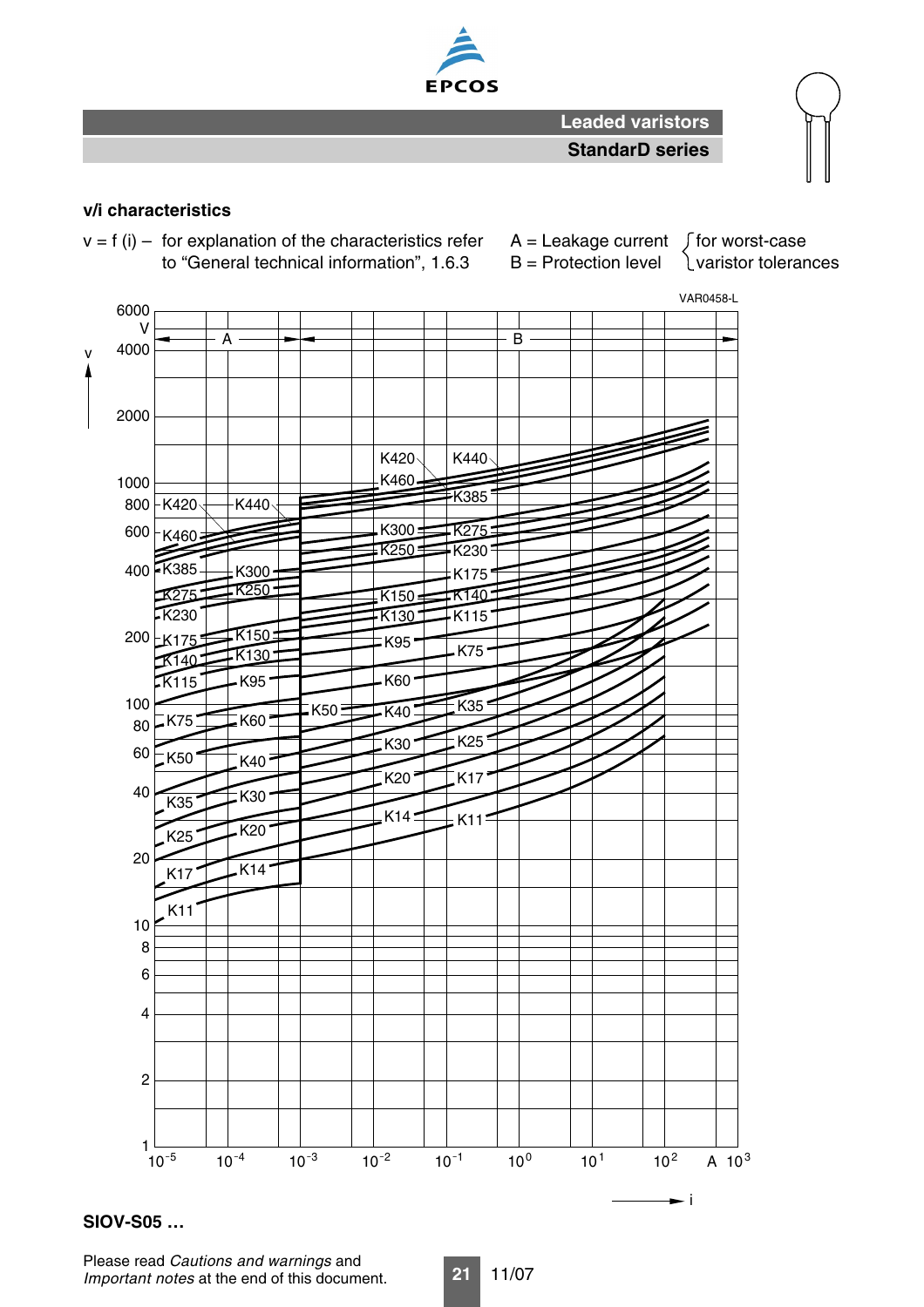**Leaded varistors**

**StandarD series**

### v/i characteristics

v = f (i) – for explanation of the characteristics refer to "General technical information", 1.6.3

A = Leakage current } for worst-case
B = Protection level } varistor tolerances

**SIOV-S05 ...**

Please read *Cautions and warnings* and *Important notes* at the end of this document.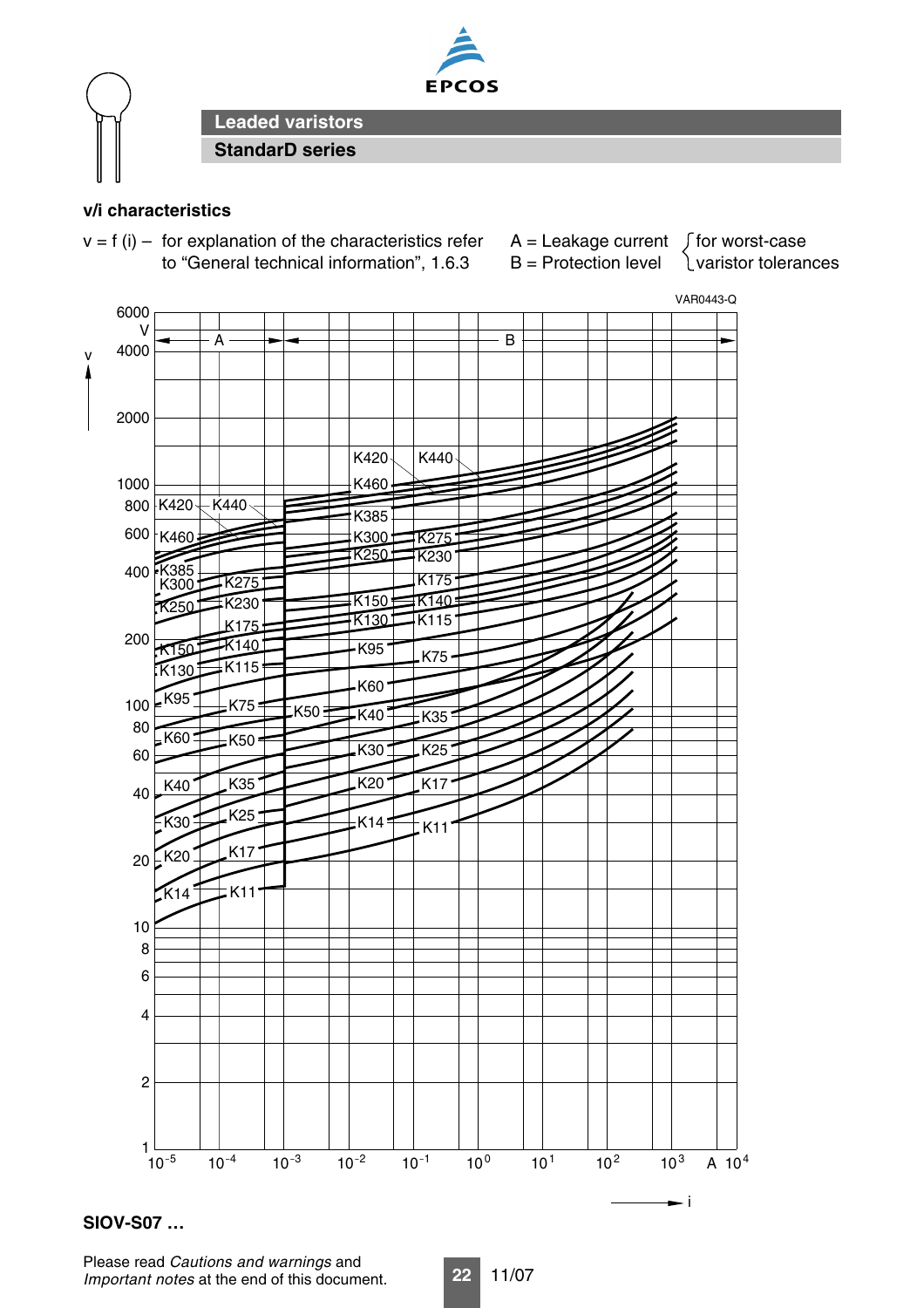## Leaded varistors

### StandarD series

**v/i characteristics**

v = f (i) – for explanation of the characteristics refer to "General technical information", 1.6.3

A = Leakage current
B = Protection level
for worst-case varistor tolerances

VAR0443-Q

**SIOV-S07 ...**

Please read *Cautions and warnings* and *Important notes* at the end of this document.

11/07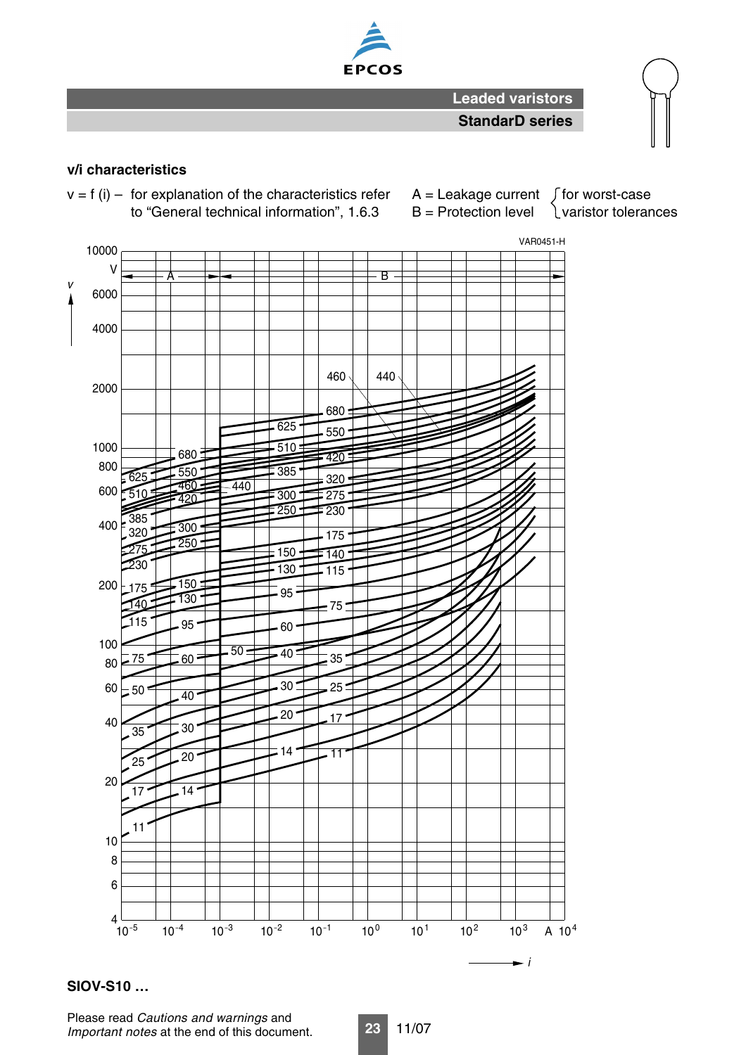### v/i characteristics

v = f (i) – for explanation of the characteristics refer to "General technical information", 1.6.3

A = Leakage current
B = Protection level

for worst-case varistor tolerances

VAR0451-H

**SIOV-S10 …**

Please read *Cautions and warnings* and *Important notes* at the end of this document.

11/07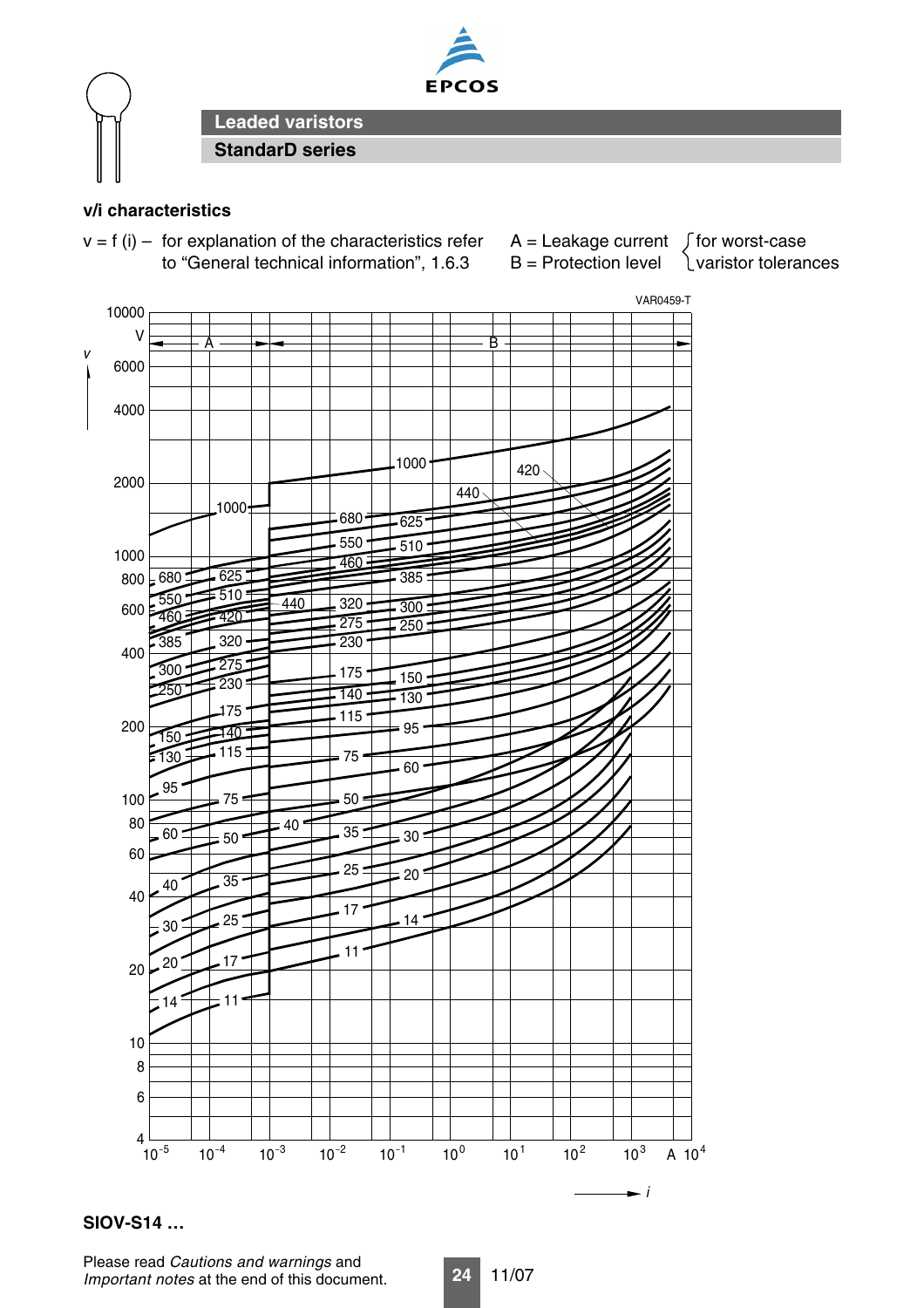## Leaded varistors

### StandarD series

**v/i characteristics**

v = f (i) – for explanation of the characteristics refer to "General technical information", 1.6.3

A = Leakage current
B = Protection level
for worst-case varistor tolerances

**SIOV-S14 ...**

Please read *Cautions and warnings* and *Important notes* at the end of this document.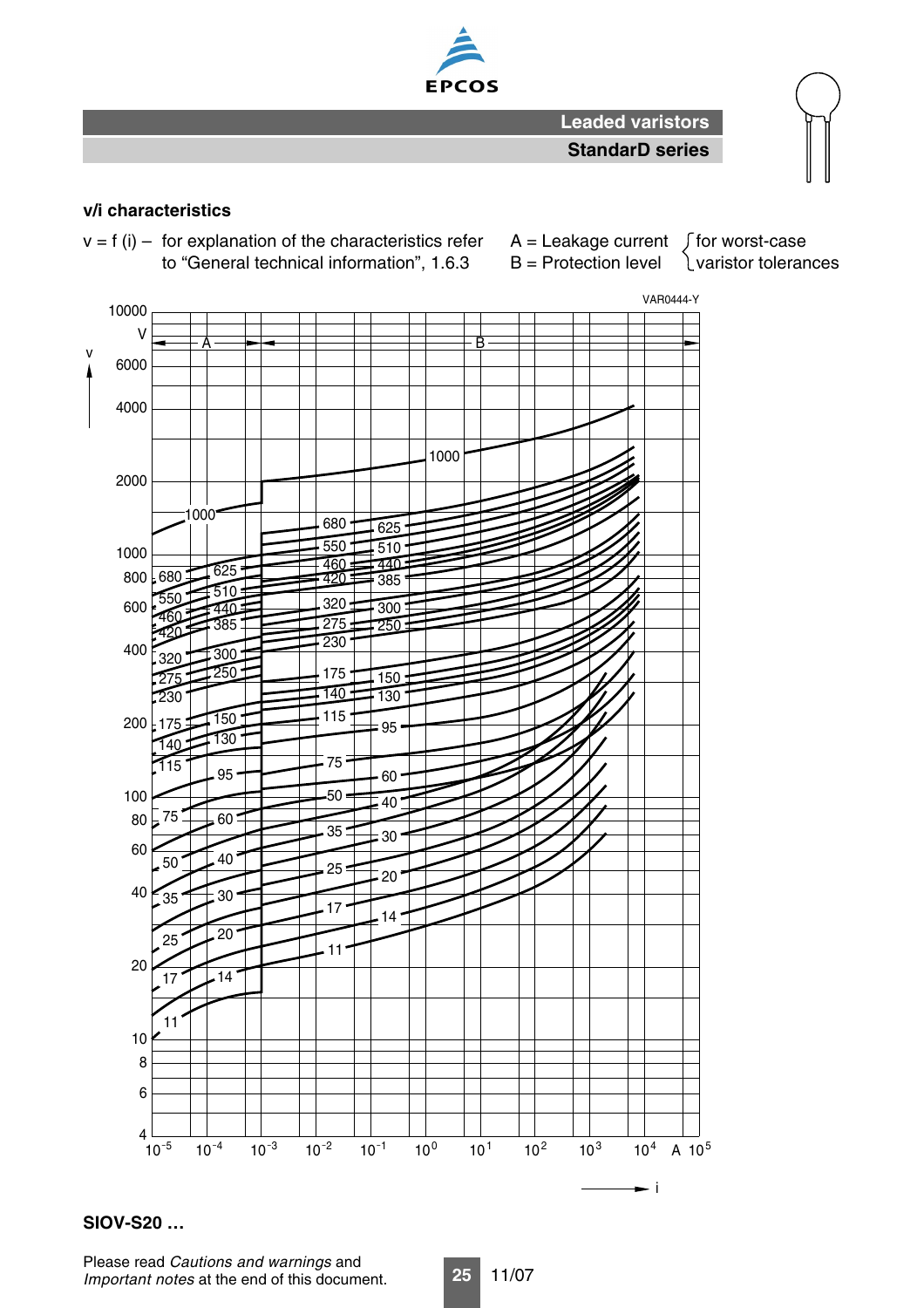## v/i characteristics

v = f (i) – for explanation of the characteristics refer to "General technical information", 1.6.3

A = Leakage current
B = Protection level
for worst-case varistor tolerances

VAR0444-Y

**SIOV-S20 ...**

Please read *Cautions and warnings* and *Important notes* at the end of this document.

11/07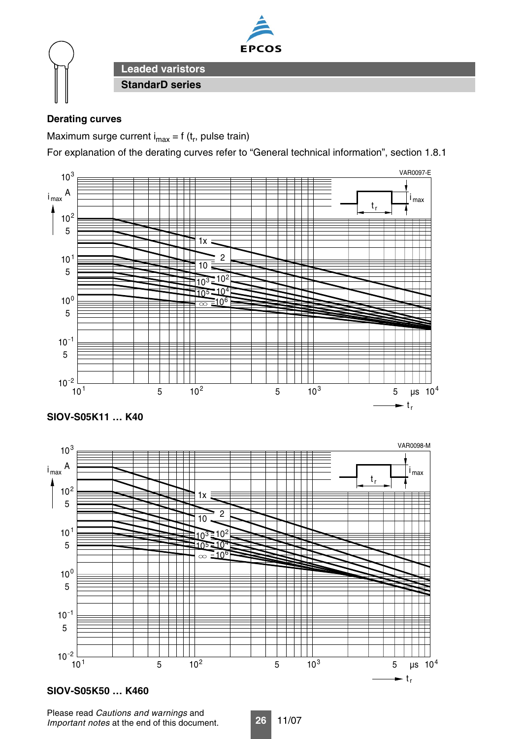## Leaded varistors

### StandarD series

**Derating curves**

Maximum surge current $i_{max} = f(t_r, \text{pulse train})$

For explanation of the derating curves refer to "General technical information", section 1.8.1

**SIOV-S05K11 … K40**

**SIOV-S05K50 … K460**

Please read *Cautions and warnings* and *Important notes* at the end of this document.

11/07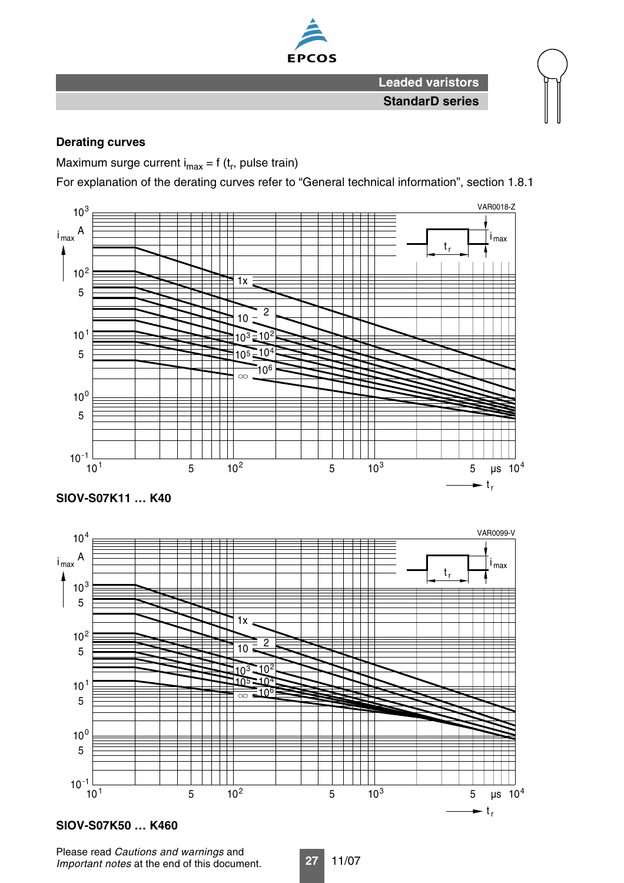## Derating curves

Maximum surge current $i_{max} = f$ ($t_r$, pulse train)

For explanation of the derating curves refer to “General technical information”, section 1.8.1

**SIOV-S07K11 … K40**

**SIOV-S07K50 … K460**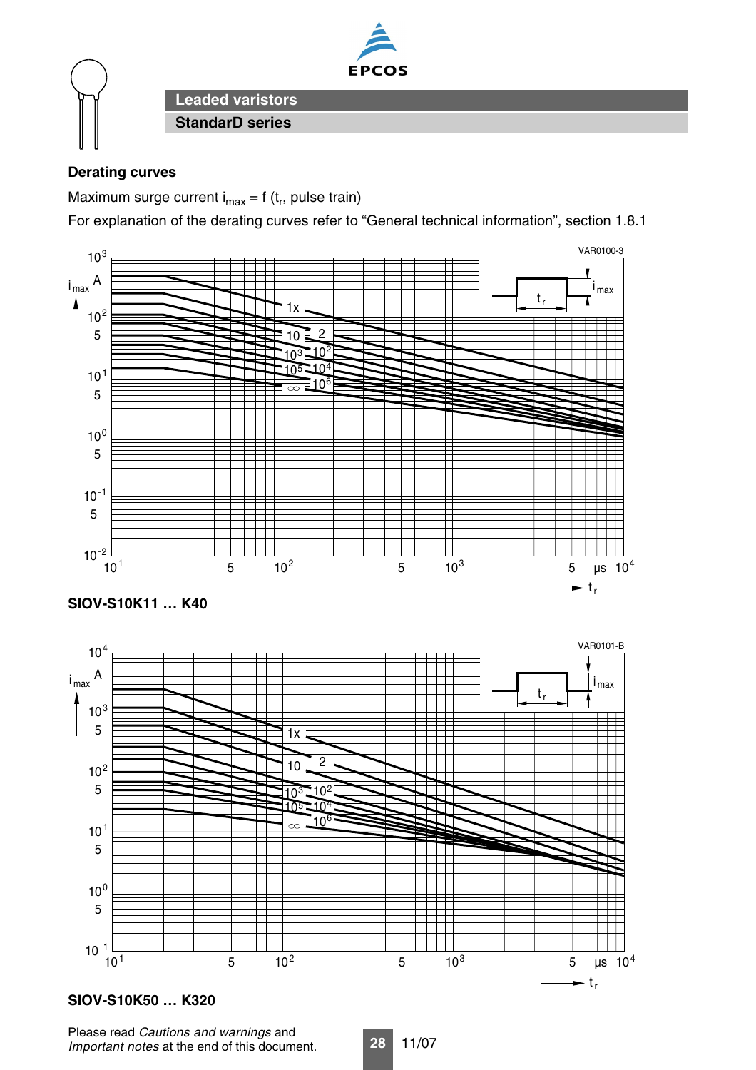## Leaded varistors

### StandarD series

**Derating curves**

Maximum surge current $i_{max} = f(t_r$, pulse train)

For explanation of the derating curves refer to "General technical information", section 1.8.1

**SIOV-S10K11 … K40**

**SIOV-S10K50 … K320**

Please read *Cautions and warnings* and *Important notes* at the end of this document.

11/07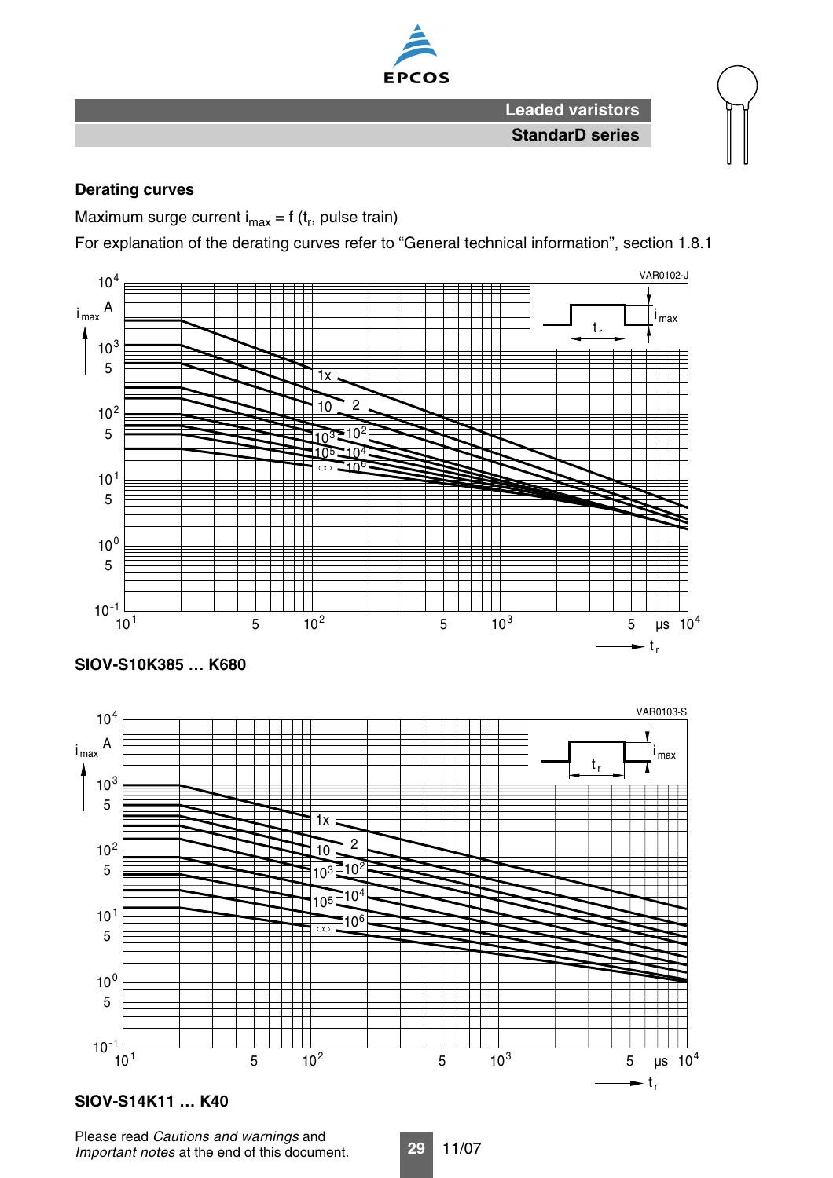## Derating curves

Maximum surge current $i_{max} = f(t_r$, pulse train)

For explanation of the derating curves refer to "General technical information", section 1.8.1

**SIOV-S10K385 … K680**

**SIOV-S14K11 … K40**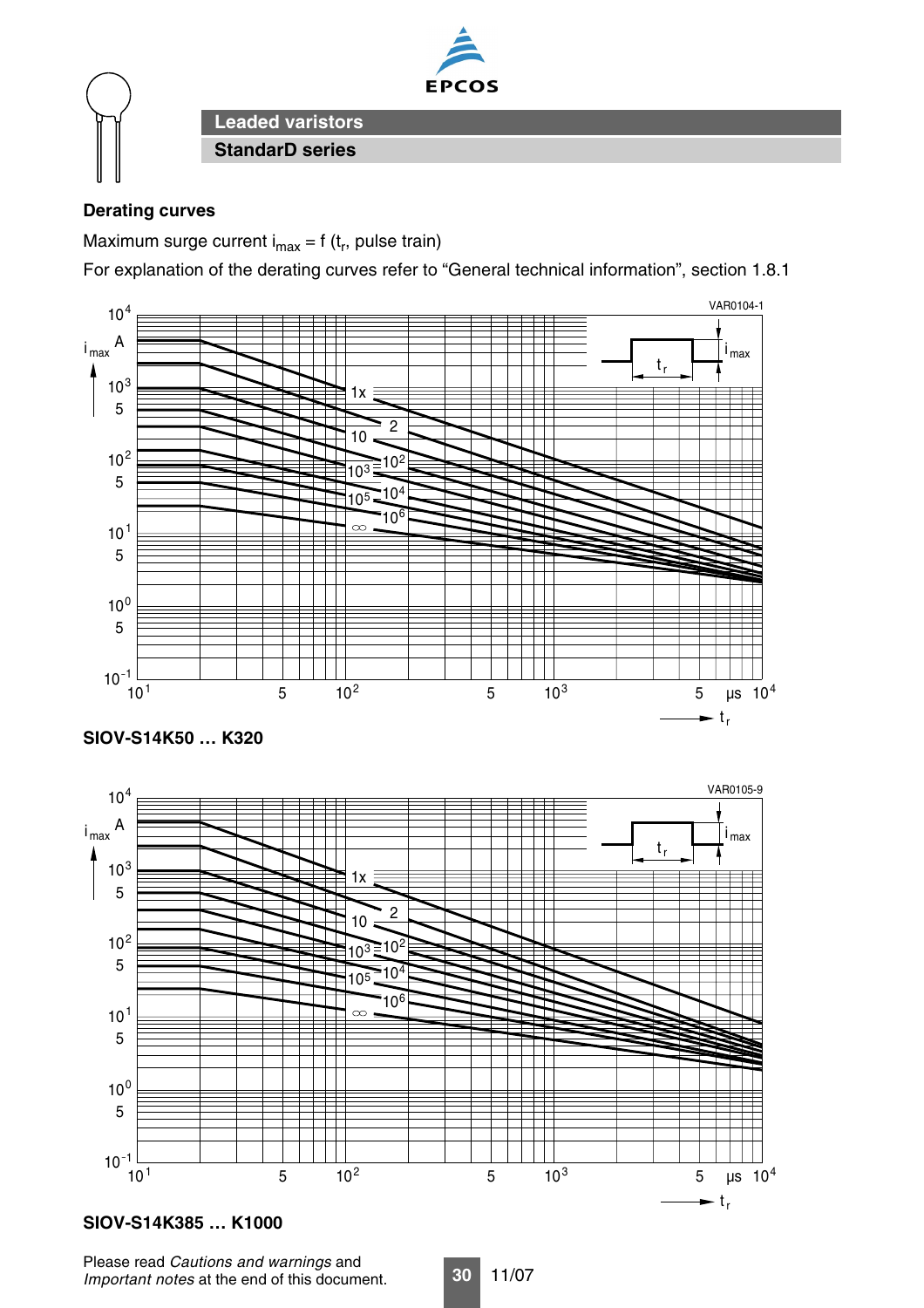## Derating curves

Maximum surge current $i_{max}$ = f ($t_r$, pulse train)

For explanation of the derating curves refer to "General technical information", section 1.8.1

**SIOV-S14K50 … K320**

**SIOV-S14K385 … K1000**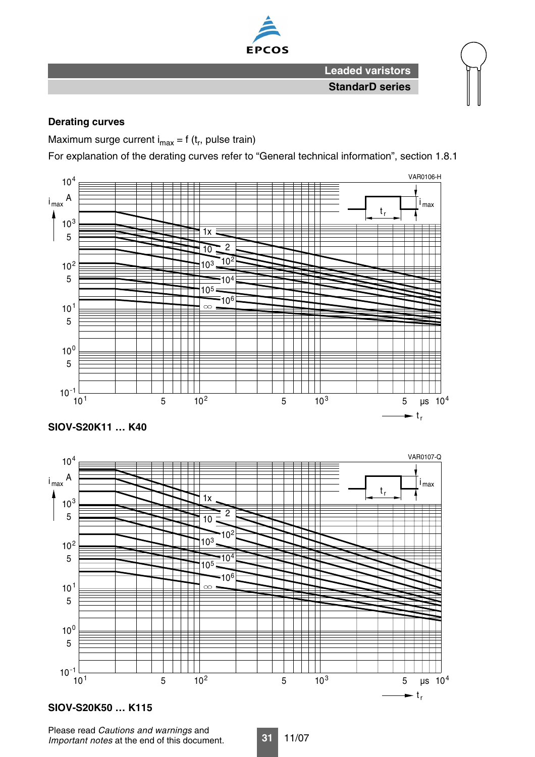## Derating curves

Maximum surge current $i_{max} = f$ ($t_r$, pulse train)

For explanation of the derating curves refer to “General technical information”, section 1.8.1

**SIOV-S20K11 … K40**

**SIOV-S20K50 … K115**

Please read *Cautions and warnings* and *Important notes* at the end of this document.

11/07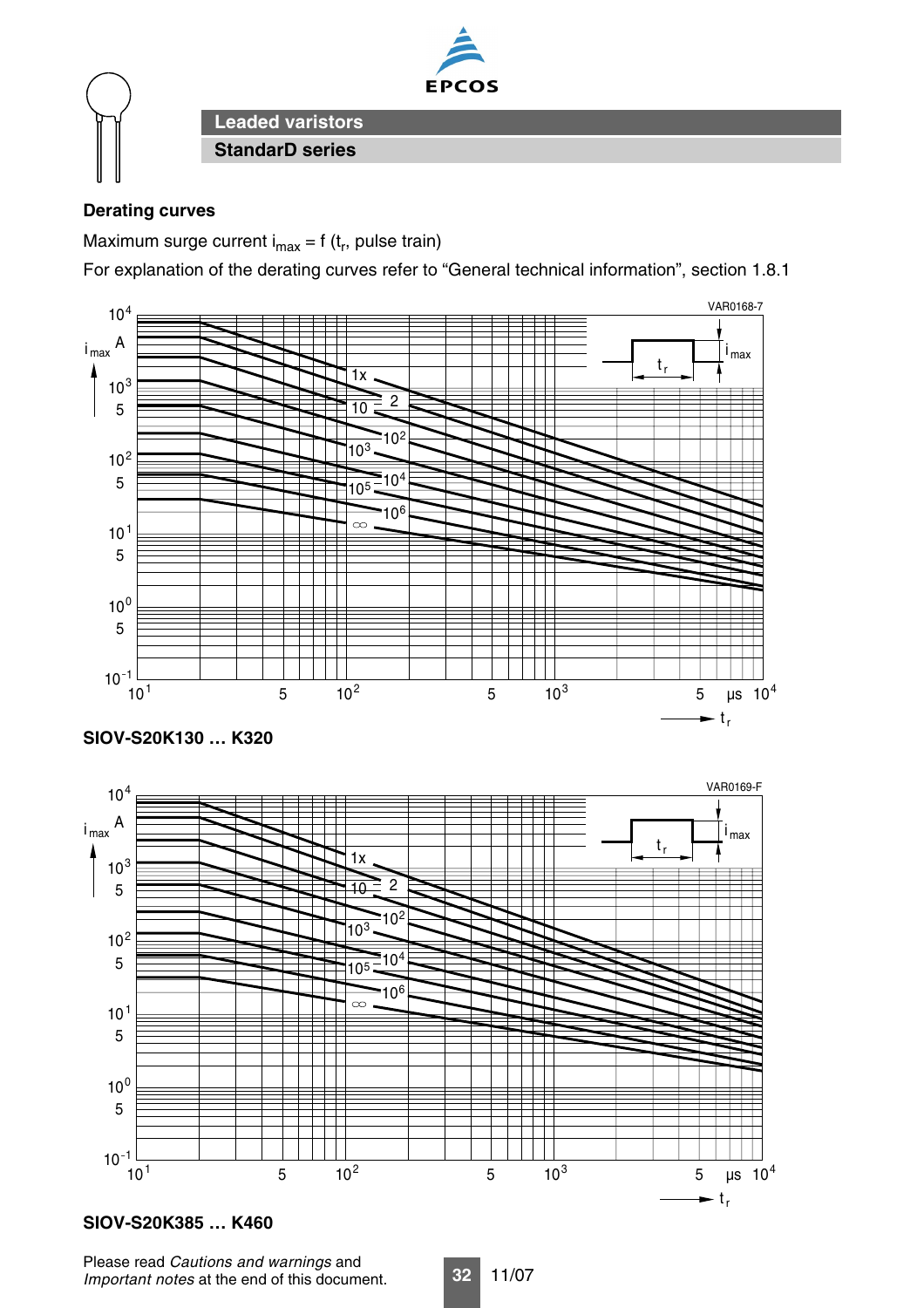**Leaded varistors**

**StandarD series**

**Derating curves**

Maximum surge current $i_{max} = f$ ($t_r$, pulse train)

For explanation of the derating curves refer to “General technical information”, section 1.8.1

**SIOV-S20K130 … K320**

**SIOV-S20K385 … K460**

Please read *Cautions and warnings* and *Important notes* at the end of this document.

11/07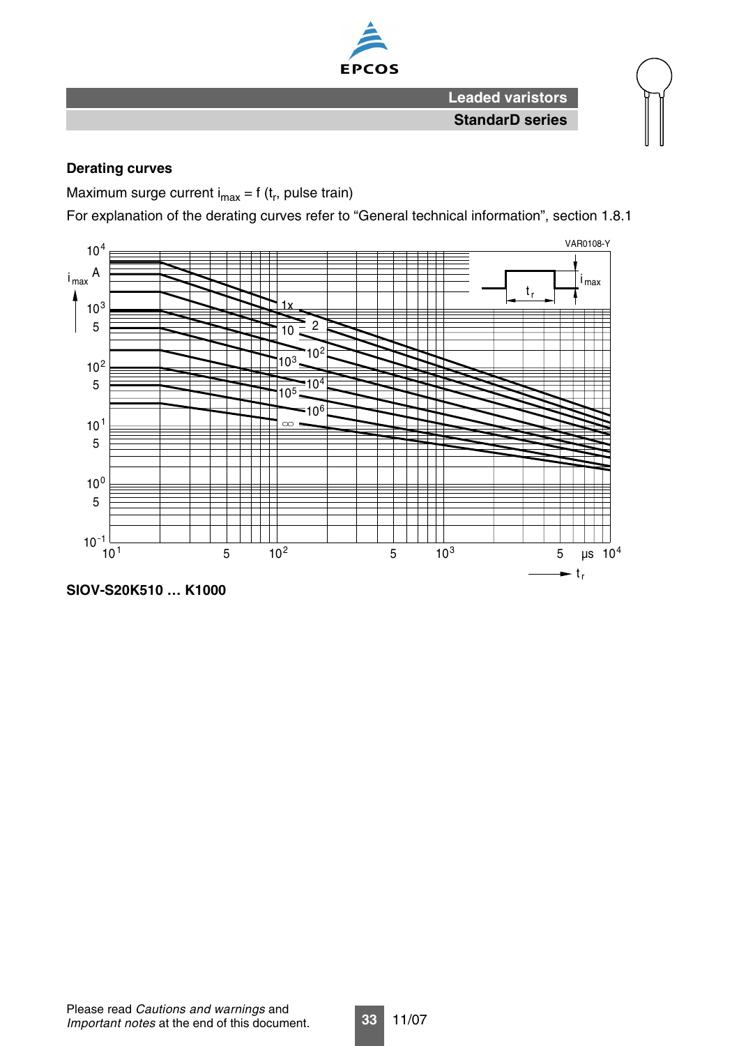## Derating curves

Maximum surge current $i_{max} = f(t_r$, pulse train)

For explanation of the derating curves refer to "General technical information", section 1.8.1

**SIOV-S20K510 … K1000**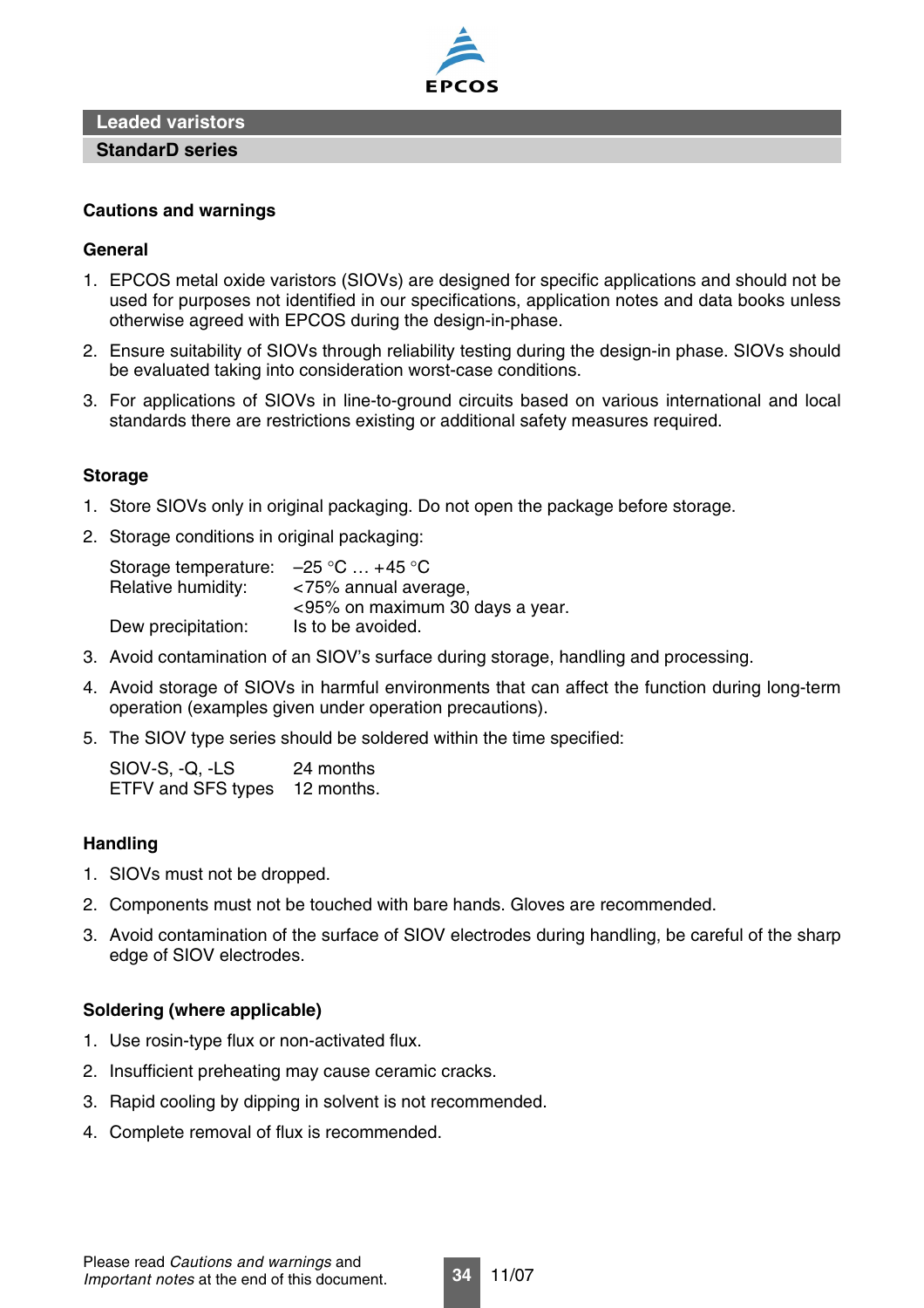# Leaded varistors

## StandarD series

### Cautions and warnings

#### General

1. EPCOS metal oxide varistors (SIOVs) are designed for specific applications and should not be used for purposes not identified in our specifications, application notes and data books unless otherwise agreed with EPCOS during the design-in-phase.
2. Ensure suitability of SIOVs through reliability testing during the design-in phase. SIOVs should be evaluated taking into consideration worst-case conditions.
3. For applications of SIOVs in line-to-ground circuits based on various international and local standards there are restrictions existing or additional safety measures required.

#### Storage

1. Store SIOVs only in original packaging. Do not open the package before storage.
2. Storage conditions in original packaging:

   | | |
   |---|---|
   | Storage temperature: | –25 °C … +45 °C |
   | Relative humidity: | <75% annual average,<br><95% on maximum 30 days a year. |
   | Dew precipitation: | Is to be avoided. |

3. Avoid contamination of an SIOV's surface during storage, handling and processing.
4. Avoid storage of SIOVs in harmful environments that can affect the function during long-term operation (examples given under operation precautions).
5. The SIOV type series should be soldered within the time specified:

   | | |
   |---|---|
   | SIOV-S, -Q, -LS | 24 months |
   | ETFV and SFS types | 12 months. |

#### Handling

1. SIOVs must not be dropped.
2. Components must not be touched with bare hands. Gloves are recommended.
3. Avoid contamination of the surface of SIOV electrodes during handling, be careful of the sharp edge of SIOV electrodes.

#### Soldering (where applicable)

1. Use rosin-type flux or non-activated flux.
2. Insufficient preheating may cause ceramic cracks.
3. Rapid cooling by dipping in solvent is not recommended.
4. Complete removal of flux is recommended.

Please read *Cautions and warnings* and *Important notes* at the end of this document.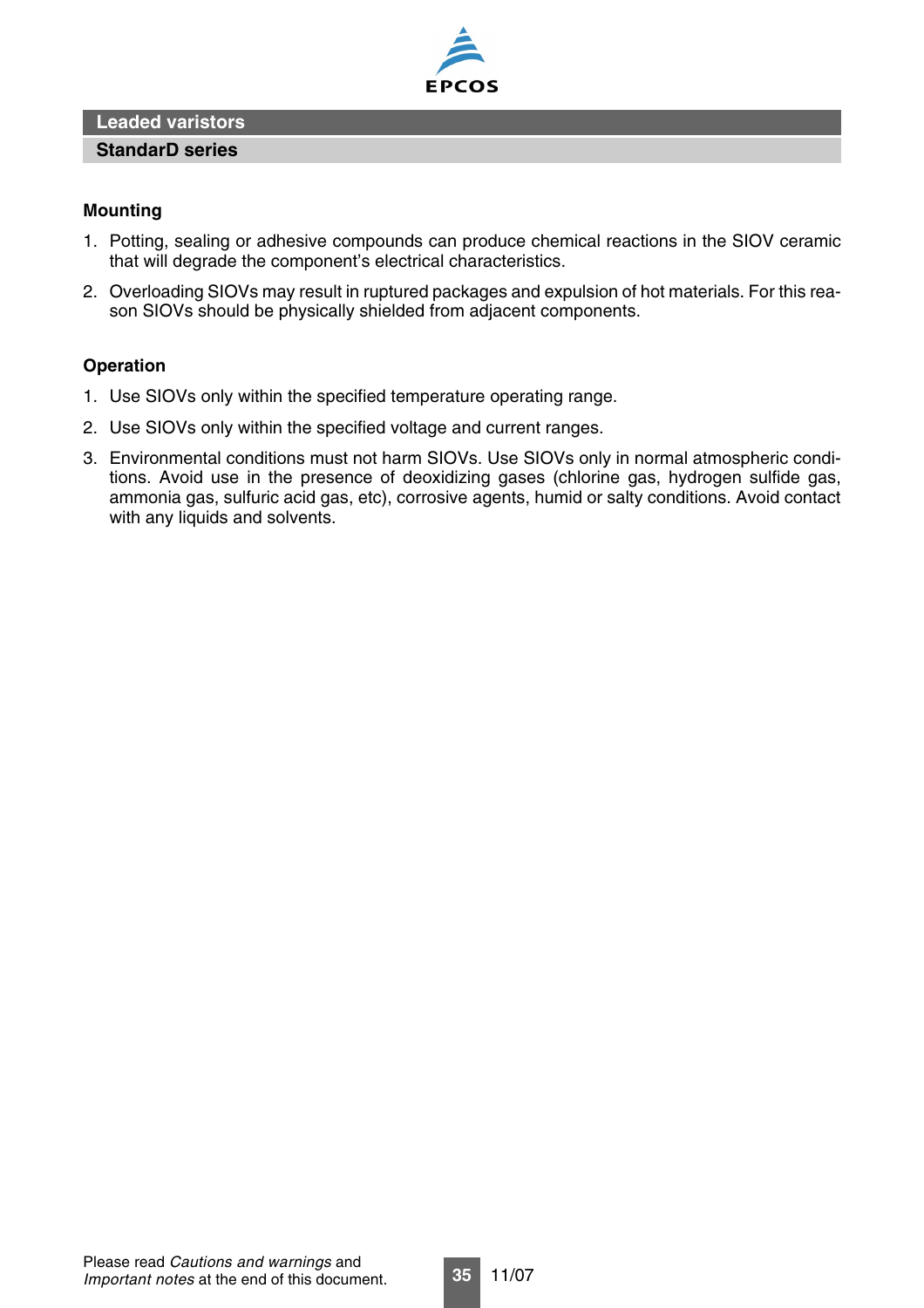## Mounting

1. Potting, sealing or adhesive compounds can produce chemical reactions in the SIOV ceramic that will degrade the component's electrical characteristics.
2. Overloading SIOVs may result in ruptured packages and expulsion of hot materials. For this reason SIOVs should be physically shielded from adjacent components.

## Operation

1. Use SIOVs only within the specified temperature operating range.
2. Use SIOVs only within the specified voltage and current ranges.
3. Environmental conditions must not harm SIOVs. Use SIOVs only in normal atmospheric conditions. Avoid use in the presence of deoxidizing gases (chlorine gas, hydrogen sulfide gas, ammonia gas, sulfuric acid gas, etc), corrosive agents, humid or salty conditions. Avoid contact with any liquids and solvents.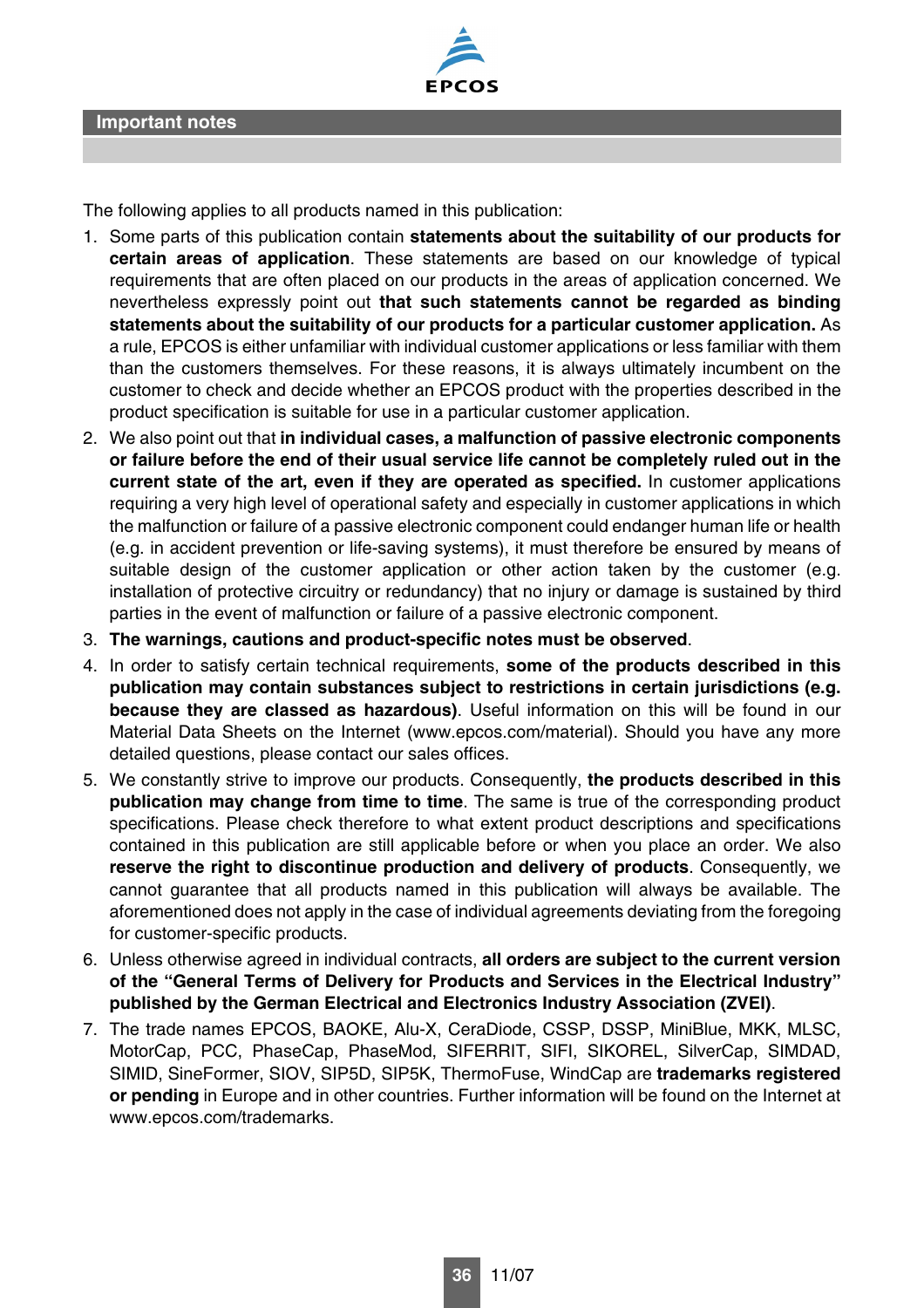## Important notes

The following applies to all products named in this publication:

1. Some parts of this publication contain **statements about the suitability of our products for certain areas of application**. These statements are based on our knowledge of typical requirements that are often placed on our products in the areas of application concerned. We nevertheless expressly point out **that such statements cannot be regarded as binding statements about the suitability of our products for a particular customer application.** As a rule, EPCOS is either unfamiliar with individual customer applications or less familiar with them than the customers themselves. For these reasons, it is always ultimately incumbent on the customer to check and decide whether an EPCOS product with the properties described in the product specification is suitable for use in a particular customer application.
2. We also point out that **in individual cases, a malfunction of passive electronic components or failure before the end of their usual service life cannot be completely ruled out in the current state of the art, even if they are operated as specified.** In customer applications requiring a very high level of operational safety and especially in customer applications in which the malfunction or failure of a passive electronic component could endanger human life or health (e.g. in accident prevention or life-saving systems), it must therefore be ensured by means of suitable design of the customer application or other action taken by the customer (e.g. installation of protective circuitry or redundancy) that no injury or damage is sustained by third parties in the event of malfunction or failure of a passive electronic component.
3. **The warnings, cautions and product-specific notes must be observed**.
4. In order to satisfy certain technical requirements, **some of the products described in this publication may contain substances subject to restrictions in certain jurisdictions (e.g. because they are classed as hazardous)**. Useful information on this will be found in our Material Data Sheets on the Internet (www.epcos.com/material). Should you have any more detailed questions, please contact our sales offices.
5. We constantly strive to improve our products. Consequently, **the products described in this publication may change from time to time**. The same is true of the corresponding product specifications. Please check therefore to what extent product descriptions and specifications contained in this publication are still applicable before or when you place an order. We also **reserve the right to discontinue production and delivery of products**. Consequently, we cannot guarantee that all products named in this publication will always be available. The aforementioned does not apply in the case of individual agreements deviating from the foregoing for customer-specific products.
6. Unless otherwise agreed in individual contracts, **all orders are subject to the current version of the "General Terms of Delivery for Products and Services in the Electrical Industry" published by the German Electrical and Electronics Industry Association (ZVEI)**.
7. The trade names EPCOS, BAOKE, Alu-X, CeraDiode, CSSP, DSSP, MiniBlue, MKK, MLSC, MotorCap, PCC, PhaseCap, PhaseMod, SIFERRIT, SIFI, SIKOREL, SilverCap, SIMDAD, SIMID, SineFormer, SIOV, SIP5D, SIP5K, ThermoFuse, WindCap are **trademarks registered or pending** in Europe and in other countries. Further information will be found on the Internet at www.epcos.com/trademarks.